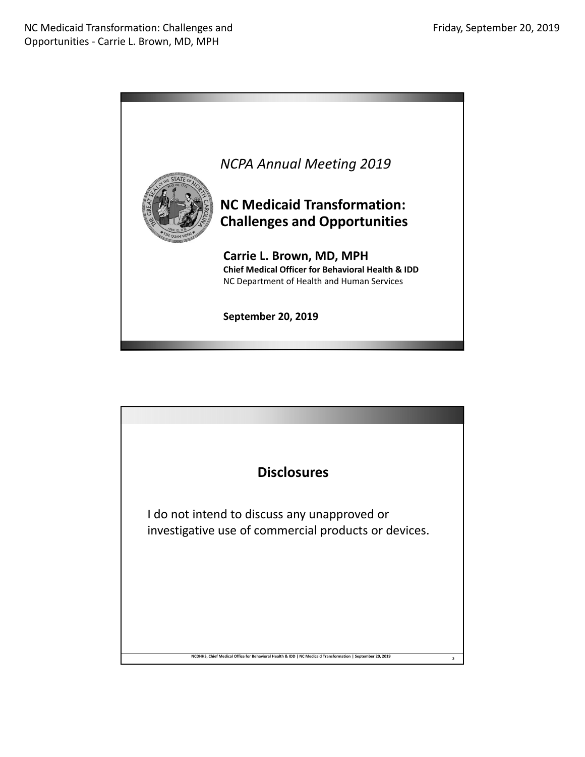*NCPA Annual Meeting 2019*

# NC Medicaid Transformation: Challenges and Opportunities

**Carrie L. Brown, MD, MPH**
**Chief Medical Officer for Behavioral Health & IDD**
NC Department of Health and Human Services

**September 20, 2019**

## Disclosures

I do not intend to discuss any unapproved or investigative use of commercial products or devices.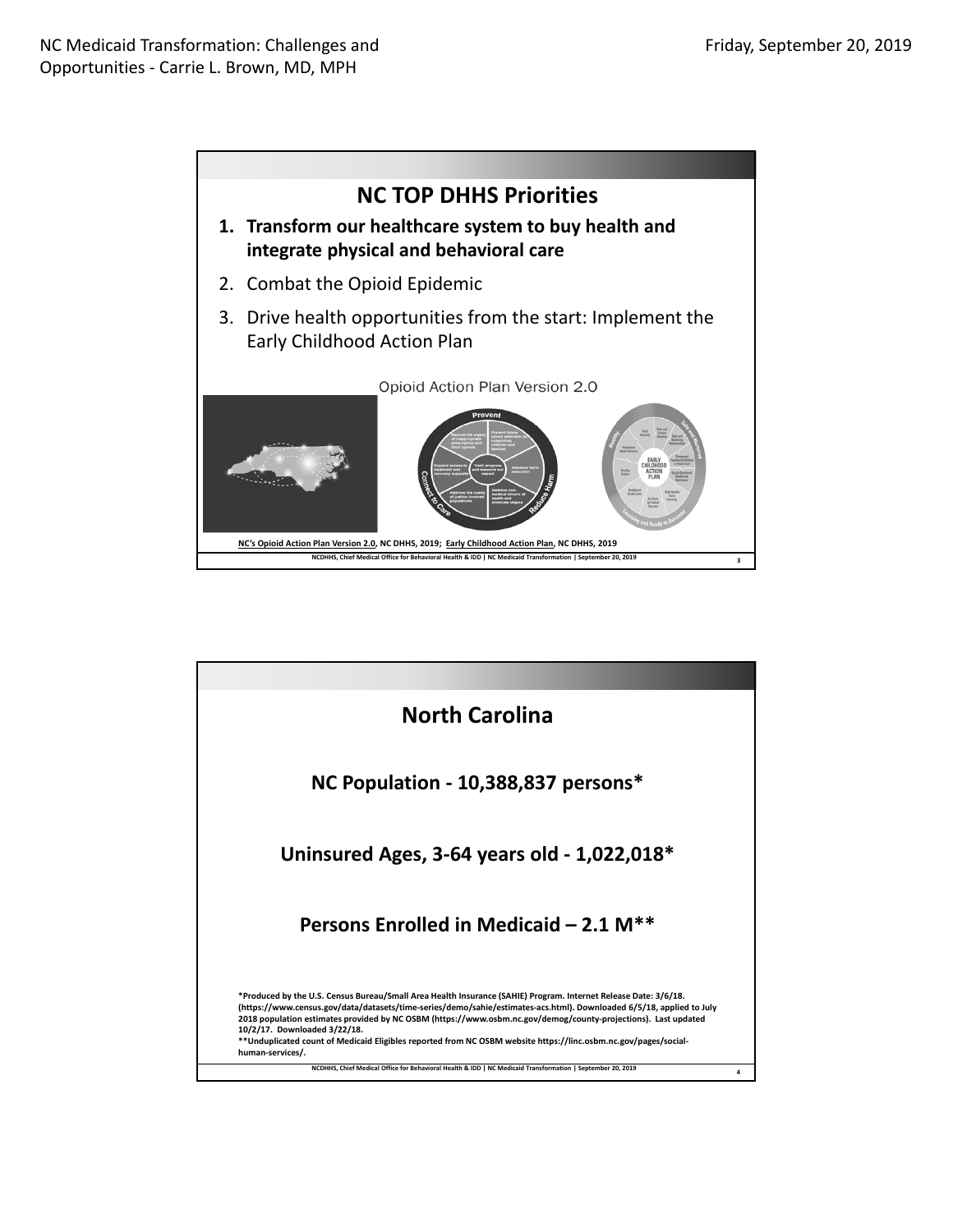## NC TOP DHHS Priorities

1. **Transform our healthcare system to buy health and integrate physical and behavioral care**
2. Combat the Opioid Epidemic
3. Drive health opportunities from the start: Implement the Early Childhood Action Plan

Opioid Action Plan Version 2.0

NC's Opioid Action Plan Version 2.0, NC DHHS, 2019; Early Childhood Action Plan, NC DHHS, 2019

## North Carolina

**NC Population - 10,388,837 persons***

**Uninsured Ages, 3-64 years old - 1,022,018***

**Persons Enrolled in Medicaid – 2.1 M****

*Produced by the U.S. Census Bureau/Small Area Health Insurance (SAHIE) Program. Internet Release Date: 3/6/18. (https://www.census.gov/data/datasets/time-series/demo/sahie/estimates-acs.html). Downloaded 6/5/18, applied to July 2018 population estimates provided by NC OSBM (https://www.osbm.nc.gov/demog/county-projections). Last updated 10/2/17. Downloaded 3/22/18.
**Unduplicated count of Medicaid Eligibles reported from NC OSBM website https://linc.osbm.nc.gov/pages/social-human-services/.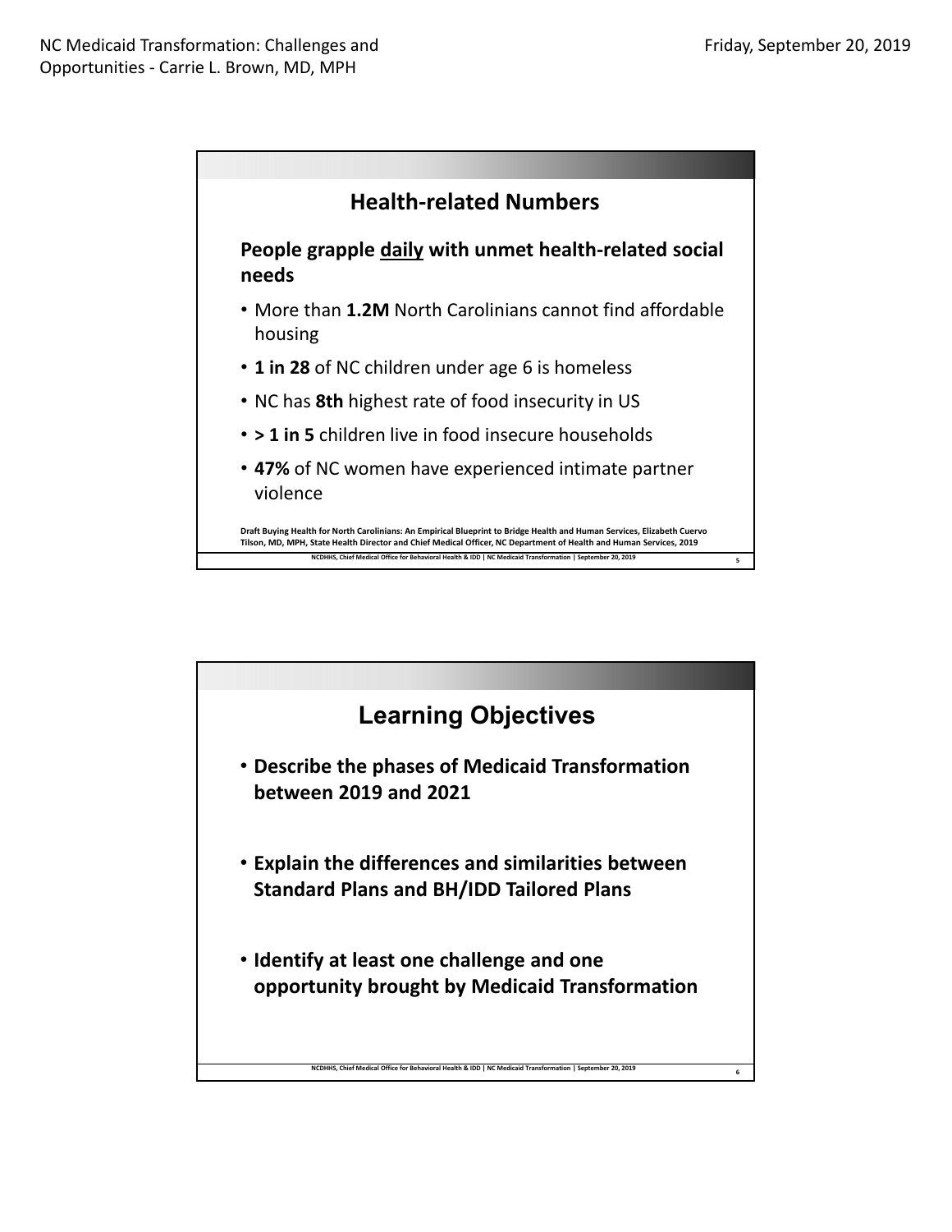## Health-related Numbers

**People grapple daily with unmet health-related social needs**

- More than **1.2M** North Carolinians cannot find affordable housing
- **1 in 28** of NC children under age 6 is homeless
- NC has **8th** highest rate of food insecurity in US
- **> 1 in 5** children live in food insecure households
- **47%** of NC women have experienced intimate partner violence

Draft Buying Health for North Carolinians: An Empirical Blueprint to Bridge Health and Human Services, Elizabeth Cuervo Tilson, MD, MPH, State Health Director and Chief Medical Officer, NC Department of Health and Human Services, 2019

## Learning Objectives

- **Describe the phases of Medicaid Transformation between 2019 and 2021**
- **Explain the differences and similarities between Standard Plans and BH/IDD Tailored Plans**
- **Identify at least one challenge and one opportunity brought by Medicaid Transformation**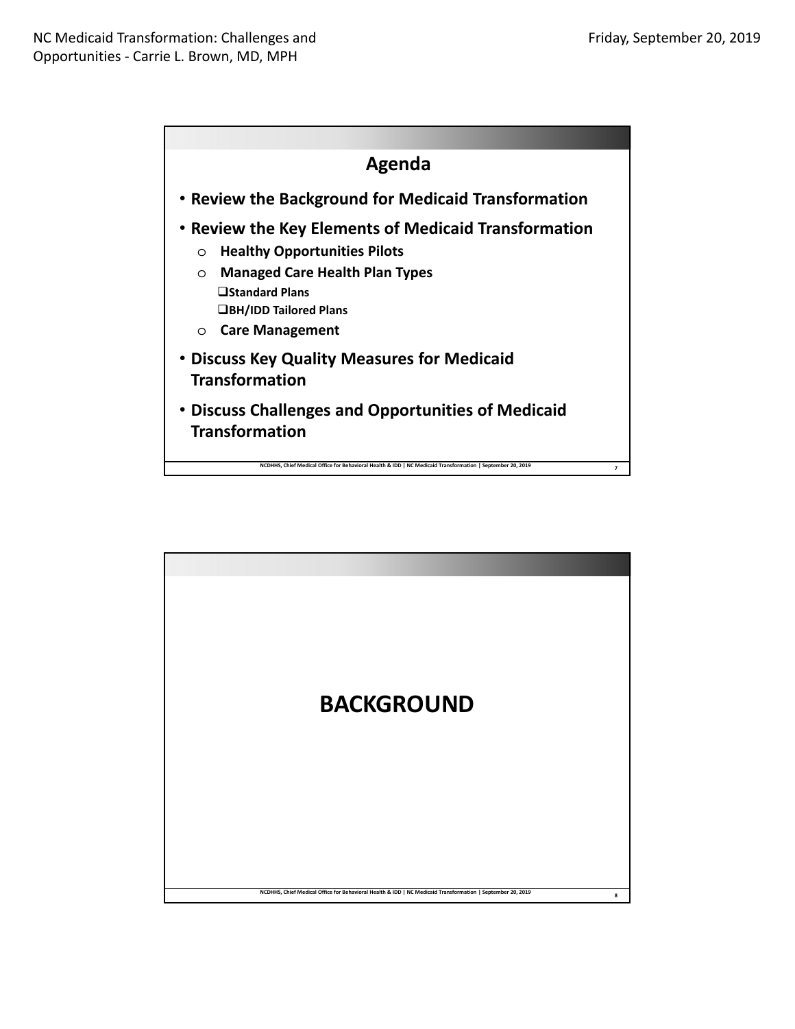## Agenda

- **Review the Background for Medicaid Transformation**
- **Review the Key Elements of Medicaid Transformation**
  - **Healthy Opportunities Pilots**
  - **Managed Care Health Plan Types**
    - **Standard Plans**
    - **BH/IDD Tailored Plans**
  - **Care Management**
- **Discuss Key Quality Measures for Medicaid Transformation**
- **Discuss Challenges and Opportunities of Medicaid Transformation**

# BACKGROUND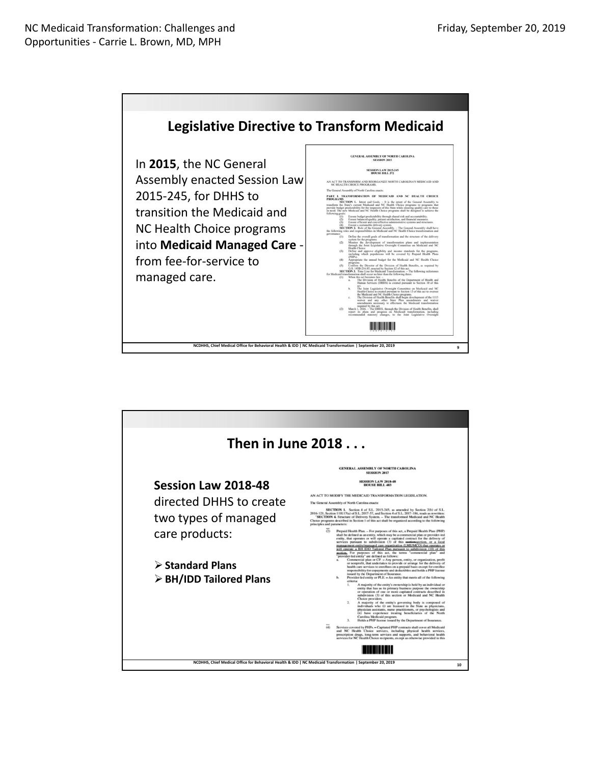## Legislative Directive to Transform Medicaid

In **2015**, the NC General Assembly enacted Session Law 2015-245, for DHHS to transition the Medicaid and NC Health Choice programs into **Medicaid Managed Care** - from fee-for-service to managed care.

GENERAL ASSEMBLY OF NORTH CAROLINA
SESSION 2015

SESSION LAW 2015-245
HOUSE BILL 372

AN ACT TO TRANSFORM AND REORGANIZE NORTH CAROLINA'S MEDICAID AND NC HEALTH CHOICE PROGRAMS.

The General Assembly of North Carolina enacts:

PART I. TRANSFORMATION OF MEDICAID AND NC HEALTH CHOICE PROGRAMS

NCDHHS, Chief Medical Office for Behavioral Health & IDD | NC Medicaid Transformation | September 20, 2019

## Then in June 2018 . . .

**Session Law 2018-48** directed DHHS to create two types of managed care products:

- **Standard Plans**
- **BH/IDD Tailored Plans**

GENERAL ASSEMBLY OF NORTH CAROLINA
SESSION 2017

SESSION LAW 2018-48
HOUSE BILL 403

AN ACT TO MODIFY THE MEDICAID TRANSFORMATION LEGISLATION.

The General Assembly of North Carolina enacts:

NCDHHS, Chief Medical Office for Behavioral Health & IDD | NC Medicaid Transformation | September 20, 2019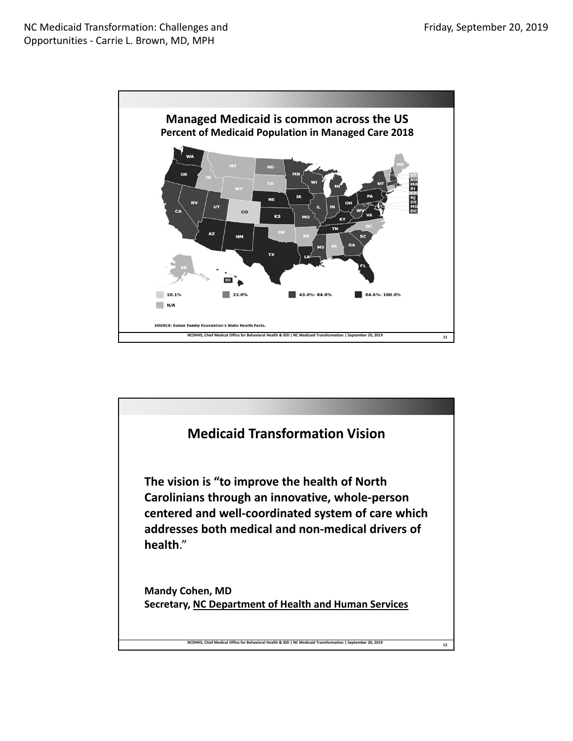## Managed Medicaid is common across the US

**Percent of Medicaid Population in Managed Care 2018**

WA, MT, ND, MN, OR, ID, SD, WI, MI, NY, VT, NH, MA, RI, CT, NJ, DE, MD, DC, ME, WY, IA, PA, NE, NV, UT, IL, IN, OH, WV, VA, CA, CO, KS, MO, KY, NC, TN, OK, AR, SC, AZ, NM, MS, AL, GA, TX, LA, FL, AK, HI

- 10.1%
- 22.0%
- 43.0%- 84.0%
- 84.6%- 100.0%
- N/A

SOURCE: Kaiser Family Foundation's State Health Facts.

NCDHHS, Chief Medical Office for Behavioral Health & IDD | NC Medicaid Transformation | September 20, 2019

## Medicaid Transformation Vision

**The vision is "to improve the health of North Carolinians through an innovative, whole-person centered and well-coordinated system of care which addresses both medical and non-medical drivers of health.**"

**Mandy Cohen, MD**
**Secretary, NC Department of Health and Human Services**

NCDHHS, Chief Medical Office for Behavioral Health & IDD | NC Medicaid Transformation | September 20, 2019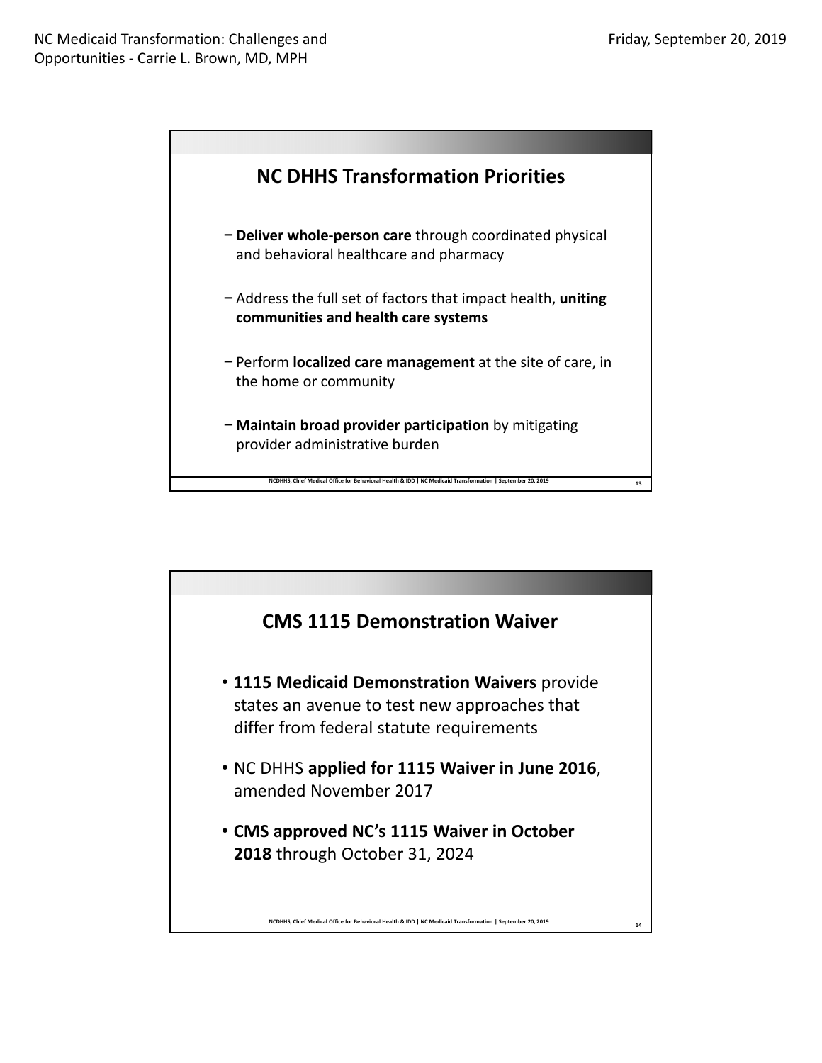## NC DHHS Transformation Priorities

- **Deliver whole-person care** through coordinated physical and behavioral healthcare and pharmacy
- Address the full set of factors that impact health, **uniting communities and health care systems**
- Perform **localized care management** at the site of care, in the home or community
- **Maintain broad provider participation** by mitigating provider administrative burden

## CMS 1115 Demonstration Waiver

- **1115 Medicaid Demonstration Waivers** provide states an avenue to test new approaches that differ from federal statute requirements
- NC DHHS **applied for 1115 Waiver in June 2016**, amended November 2017
- **CMS approved NC's 1115 Waiver in October 2018** through October 31, 2024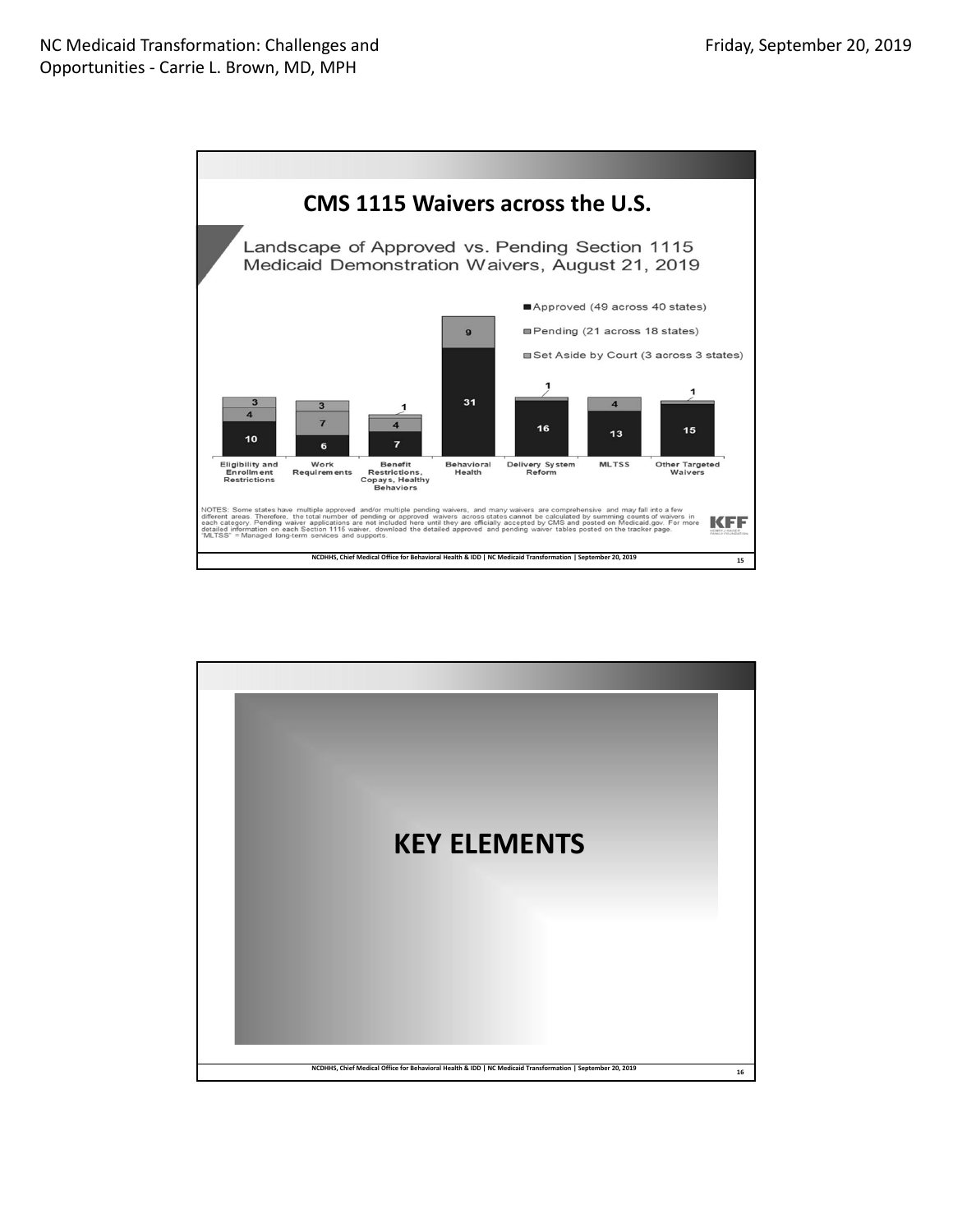## CMS 1115 Waivers across the U.S.

Landscape of Approved vs. Pending Section 1115 Medicaid Demonstration Waivers, August 21, 2019

| Category | Approved (49 across 40 states) | Pending (21 across 18 states) | Set Aside by Court (3 across 3 states) |
|---|---|---|---|
| Eligibility and Enrollment Restrictions | 10 | 4 | 3 |
| Work Requirements | 6 | 7 | 3 |
| Benefit Restrictions, Copays, Healthy Behaviors | 7 | 4 | 1 |
| Behavioral Health | 31 | 9 | |
| Delivery System Reform | 16 | 1 | |
| MLTSS | 13 | 4 | |
| Other Targeted Waivers | 15 | 1 | |

NOTES: Some states have multiple approved and/or multiple pending waivers, and many waivers are comprehensive and may fall into a few different areas. Therefore, the total number of pending or approved waivers across states cannot be calculated by summing counts of waivers in each category. Pending waiver applications are not included here until they are officially accepted by CMS and posted on Medicaid.gov. For more detailed information on each Section 1115 waiver, download the detailed approved and pending waiver tables posted on the tracker page. "MLTSS" = Managed long-term services and supports.

KFF

NCDHHS, Chief Medical Office for Behavioral Health & IDD | NC Medicaid Transformation | September 20, 2019

## KEY ELEMENTS

NCDHHS, Chief Medical Office for Behavioral Health & IDD | NC Medicaid Transformation | September 20, 2019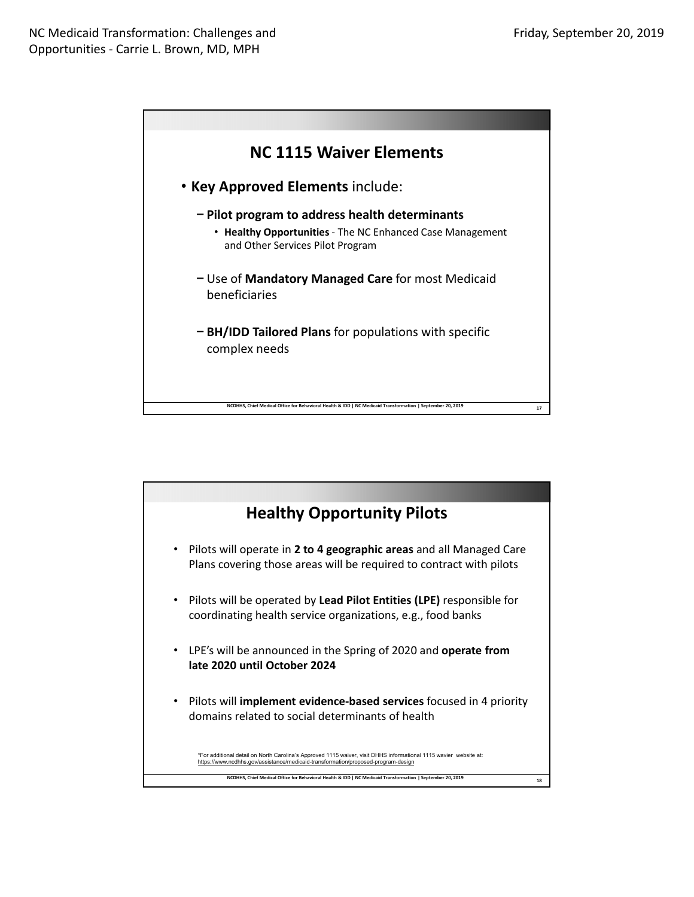## NC 1115 Waiver Elements

- **Key Approved Elements** include:
  - **Pilot program to address health determinants**
    - **Healthy Opportunities** - The NC Enhanced Case Management and Other Services Pilot Program
  - Use of **Mandatory Managed Care** for most Medicaid beneficiaries
  - **BH/IDD Tailored Plans** for populations with specific complex needs

NCDHHS, Chief Medical Office for Behavioral Health & IDD | NC Medicaid Transformation | September 20, 2019

## Healthy Opportunity Pilots

- Pilots will operate in **2 to 4 geographic areas** and all Managed Care Plans covering those areas will be required to contract with pilots
- Pilots will be operated by **Lead Pilot Entities (LPE)** responsible for coordinating health service organizations, e.g., food banks
- LPE's will be announced in the Spring of 2020 and **operate from late 2020 until October 2024**
- Pilots will **implement evidence-based services** focused in 4 priority domains related to social determinants of health

*For additional detail on North Carolina's Approved 1115 waiver, visit DHHS informational 1115 wavier website at: https://www.ncdhhs.gov/assistance/medicaid-transformation/proposed-program-design

NCDHHS, Chief Medical Office for Behavioral Health & IDD | NC Medicaid Transformation | September 20, 2019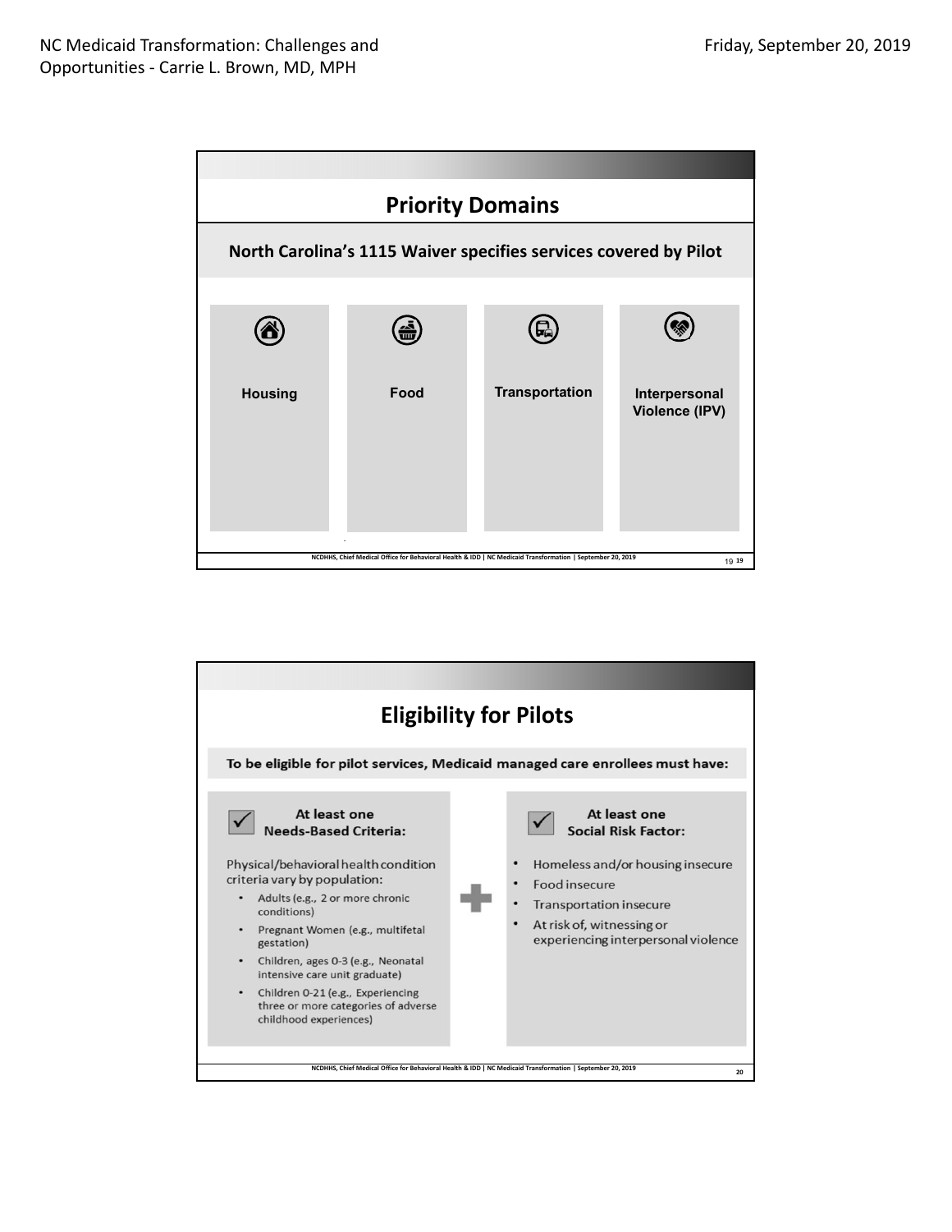## Priority Domains

**North Carolina's 1115 Waiver specifies services covered by Pilot**

- **Housing**
- **Food**
- **Transportation**
- **Interpersonal Violence (IPV)**

## Eligibility for Pilots

**To be eligible for pilot services, Medicaid managed care enrollees must have:**

**At least one Needs-Based Criteria:**

Physical/behavioral health condition criteria vary by population:

- Adults (e.g., 2 or more chronic conditions)
- Pregnant Women (e.g., multifetal gestation)
- Children, ages 0-3 (e.g., Neonatal intensive care unit graduate)
- Children 0-21 (e.g., Experiencing three or more categories of adverse childhood experiences)

\+

**At least one Social Risk Factor:**

- Homeless and/or housing insecure
- Food insecure
- Transportation insecure
- At risk of, witnessing or experiencing interpersonal violence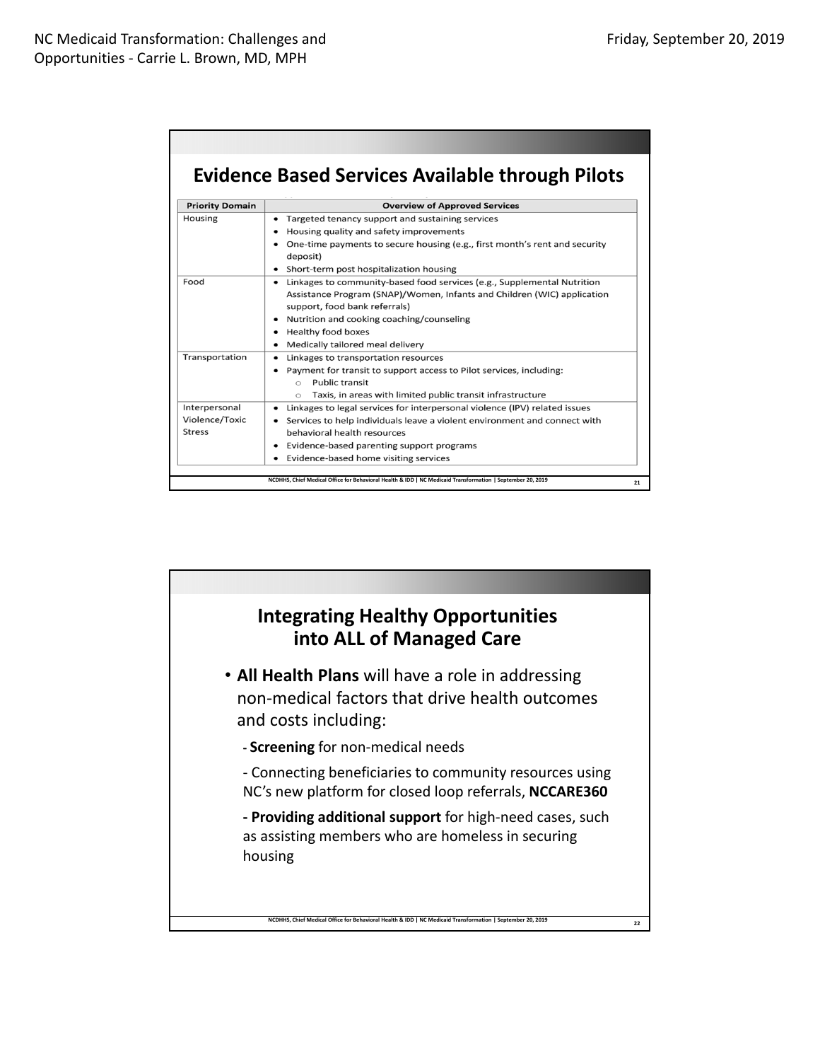## Evidence Based Services Available through Pilots

| Priority Domain | Overview of Approved Services |
| --- | --- |
| Housing | • Targeted tenancy support and sustaining services<br>• Housing quality and safety improvements<br>• One-time payments to secure housing (e.g., first month's rent and security deposit)<br>• Short-term post hospitalization housing |
| Food | • Linkages to community-based food services (e.g., Supplemental Nutrition Assistance Program (SNAP)/Women, Infants and Children (WIC) application support, food bank referrals)<br>• Nutrition and cooking coaching/counseling<br>• Healthy food boxes<br>• Medically tailored meal delivery |
| Transportation | • Linkages to transportation resources<br>• Payment for transit to support access to Pilot services, including:<br>  ○ Public transit<br>  ○ Taxis, in areas with limited public transit infrastructure |
| Interpersonal Violence/Toxic Stress | • Linkages to legal services for interpersonal violence (IPV) related issues<br>• Services to help individuals leave a violent environment and connect with behavioral health resources<br>• Evidence-based parenting support programs<br>• Evidence-based home visiting services |

NCDHHS, Chief Medical Office for Behavioral Health & IDD | NC Medicaid Transformation | September 20, 2019

## Integrating Healthy Opportunities into ALL of Managed Care

- **All Health Plans** will have a role in addressing non-medical factors that drive health outcomes and costs including:
  - **Screening** for non-medical needs
  - Connecting beneficiaries to community resources using NC's new platform for closed loop referrals, **NCCARE360**
  - **Providing additional support** for high-need cases, such as assisting members who are homeless in securing housing

NCDHHS, Chief Medical Office for Behavioral Health & IDD | NC Medicaid Transformation | September 20, 2019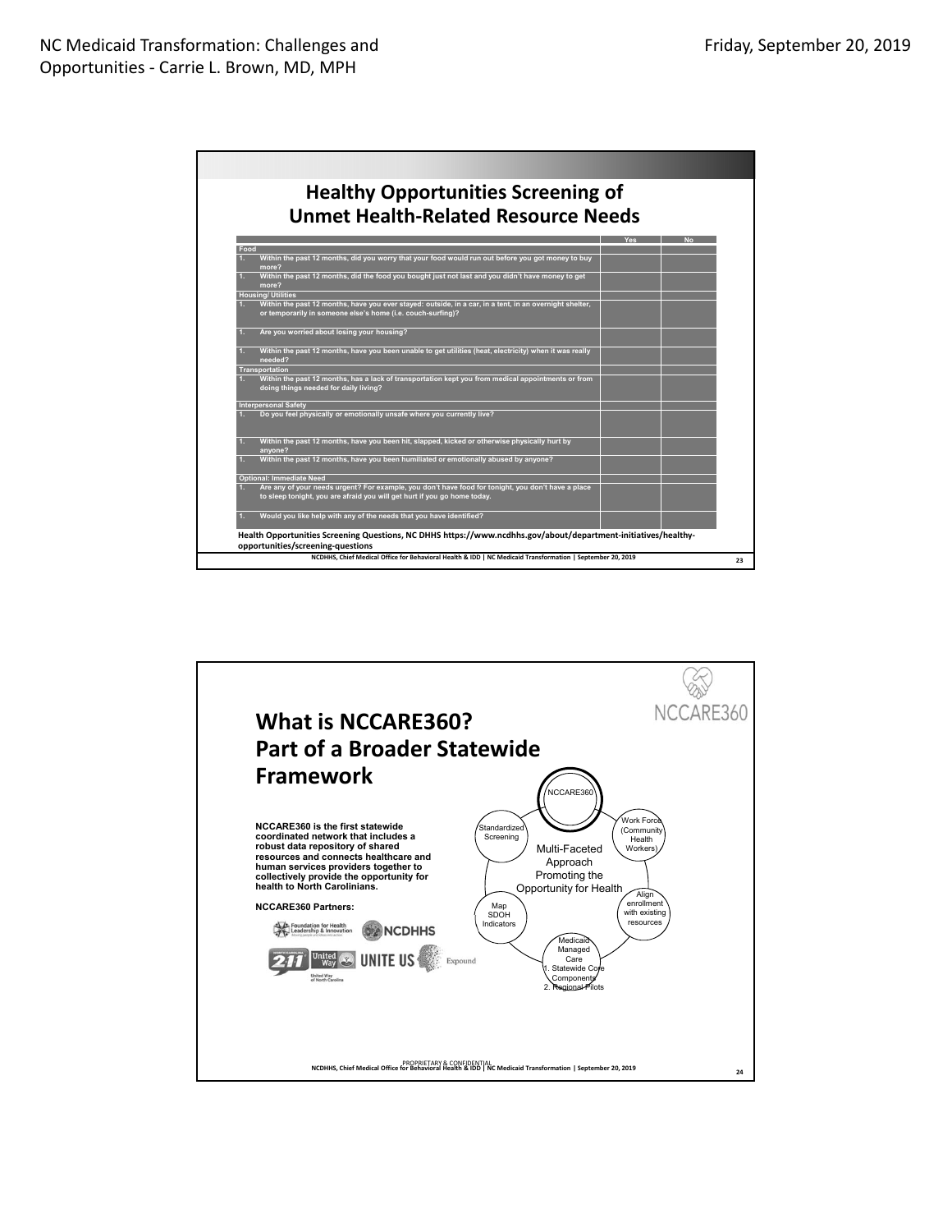## Healthy Opportunities Screening of Unmet Health-Related Resource Needs

| | Yes | No |
|---|---|---|
| **Food** | | |
| 1. Within the past 12 months, did you worry that your food would run out before you got money to buy more? | | |
| 1. Within the past 12 months, did the food you bought just not last and you didn't have money to get more? | | |
| **Housing/ Utilities** | | |
| 1. Within the past 12 months, have you ever stayed: outside, in a car, in a tent, in an overnight shelter, or temporarily in someone else's home (i.e. couch-surfing)? | | |
| 1. Are you worried about losing your housing? | | |
| 1. Within the past 12 months, have you been unable to get utilities (heat, electricity) when it was really needed? | | |
| **Transportation** | | |
| 1. Within the past 12 months, has a lack of transportation kept you from medical appointments or from doing things needed for daily living? | | |
| **Interpersonal Safety** | | |
| 1. Do you feel physically or emotionally unsafe where you currently live? | | |
| 1. Within the past 12 months, have you been hit, slapped, kicked or otherwise physically hurt by anyone? | | |
| 1. Within the past 12 months, have you been humiliated or emotionally abused by anyone? | | |
| **Optional: Immediate Need** | | |
| 1. Are any of your needs urgent? For example, you don't have food for tonight, you don't have a place to sleep tonight, you are afraid you will get hurt if you go home today. | | |
| 1. Would you like help with any of the needs that you have identified? | | |

**Health Opportunities Screening Questions, NC DHHS https://www.ncdhhs.gov/about/department-initiatives/healthy-opportunities/screening-questions**

## What is NCCARE360? Part of a Broader Statewide Framework

**NCCARE360 is the first statewide coordinated network that includes a robust data repository of shared resources and connects healthcare and human services providers together to collectively provide the opportunity for health to North Carolinians.**

**NCCARE360 Partners:**

Foundation for Health Leadership & Innovation, NCDHHS, NC 211, United Way of North Carolina, UNITE US, Expound

Multi-Faceted Approach Promoting the Opportunity for Health:

- NCCARE360
- Work Force (Community Health Workers)
- Align enrollment with existing resources
- Medicaid Managed Care
  1. Statewide Core Components
  2. Regional Pilots
- Map SDOH Indicators
- Standardized Screening

PROPRIETARY & CONFIDENTIAL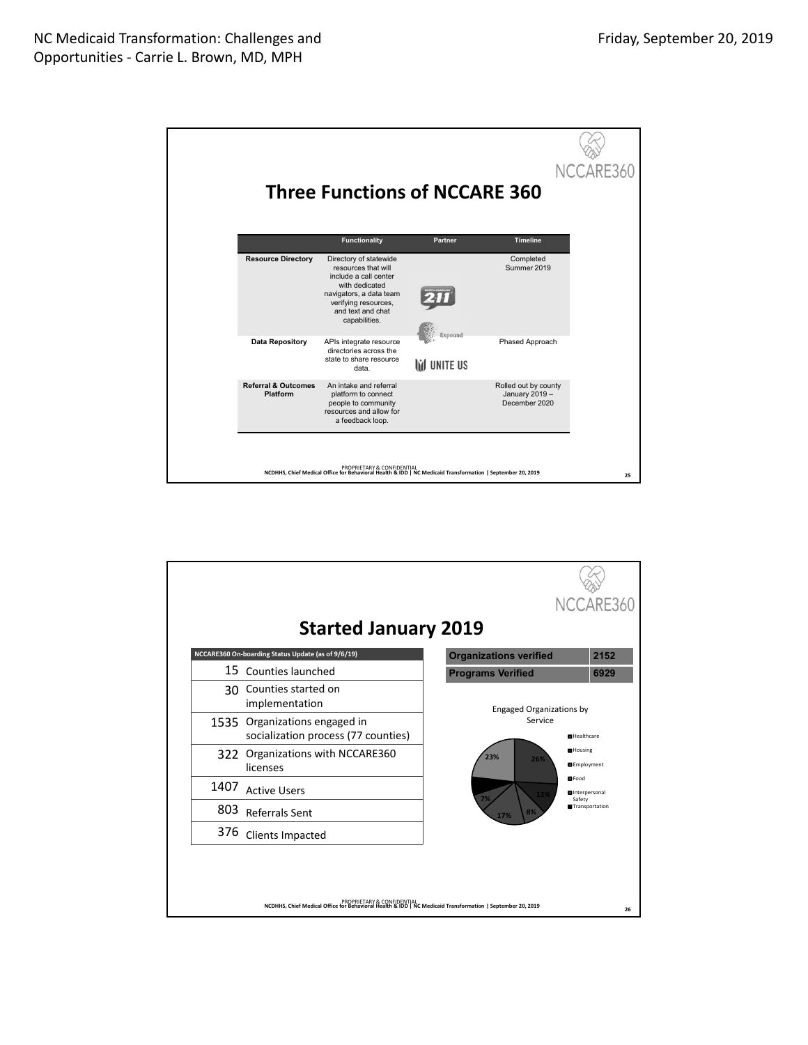## Three Functions of NCCARE 360

| | Functionality | Partner | Timeline |
|---|---|---|---|
| Resource Directory | Directory of statewide resources that will include a call center with dedicated navigators, a data team verifying resources, and text and chat capabilities. | 211 | Completed Summer 2019 |
| Data Repository | APIs integrate resource directories across the state to share resource data. | Expound | Phased Approach |
| Referral & Outcomes Platform | An intake and referral platform to connect people to community resources and allow for a feedback loop. | UNITE US | Rolled out by county January 2019 – December 2020 |

PROPRIETARY & CONFIDENTIAL
NCDHHS, Chief Medical Office for Behavioral Health & IDD | NC Medicaid Transformation | September 20, 2019

## Started January 2019

| NCCARE360 On-boarding Status Update (as of 9/6/19) | |
|---|---|
| 15 | Counties launched |
| 30 | Counties started on implementation |
| 1535 | Organizations engaged in socialization process (77 counties) |
| 322 | Organizations with NCCARE360 licenses |
| 1407 | Active Users |
| 803 | Referrals Sent |
| 376 | Clients Impacted |

| | |
|---|---|
| Organizations verified | 2152 |
| Programs Verified | 6929 |

Engaged Organizations by Service

- Healthcare
- Housing
- Employment
- Food
- Interpersonal Safety
- Transportation

23%, 26%, 12%, 8%, 17%, 7%

PROPRIETARY & CONFIDENTIAL
NCDHHS, Chief Medical Office for Behavioral Health & IDD | NC Medicaid Transformation | September 20, 2019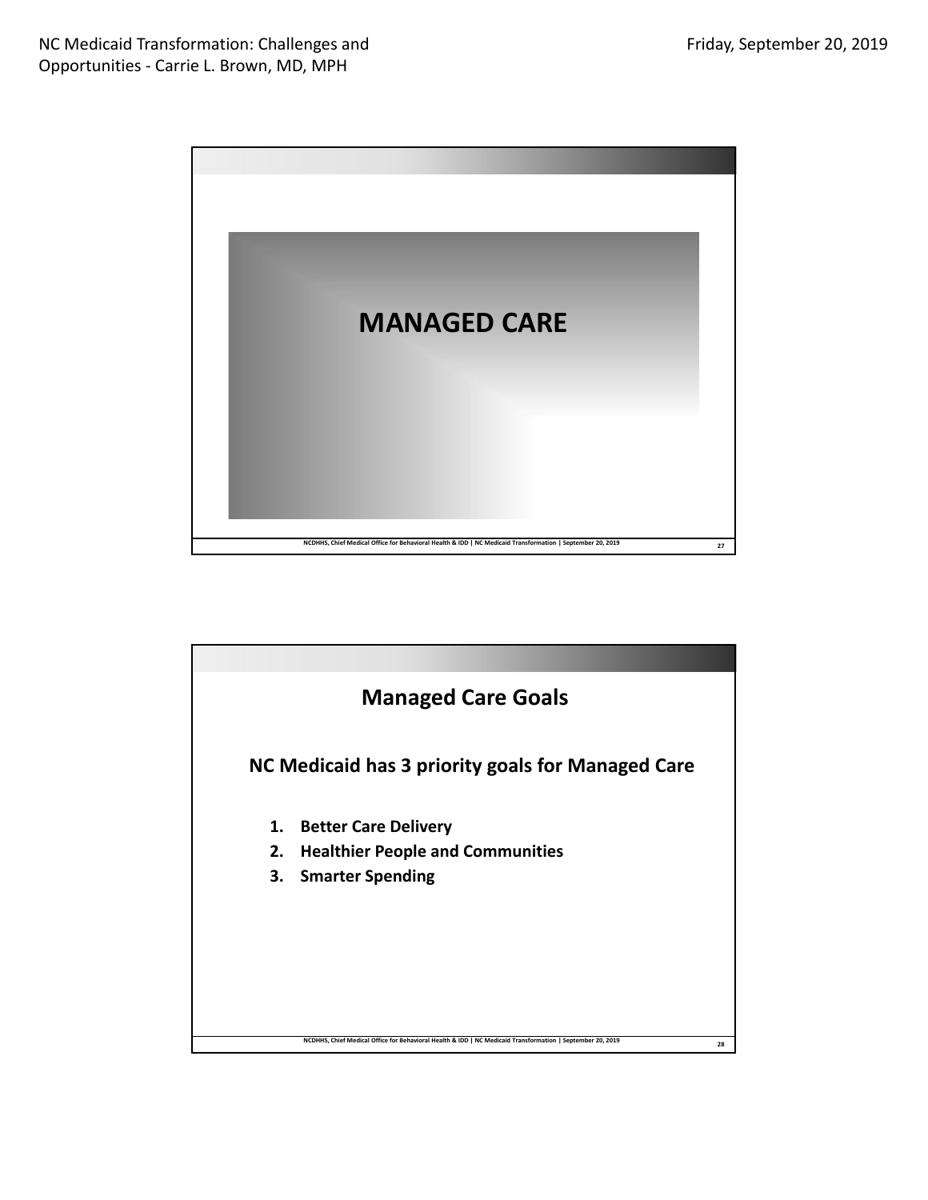# MANAGED CARE

## Managed Care Goals

**NC Medicaid has 3 priority goals for Managed Care**

1. **Better Care Delivery**
2. **Healthier People and Communities**
3. **Smarter Spending**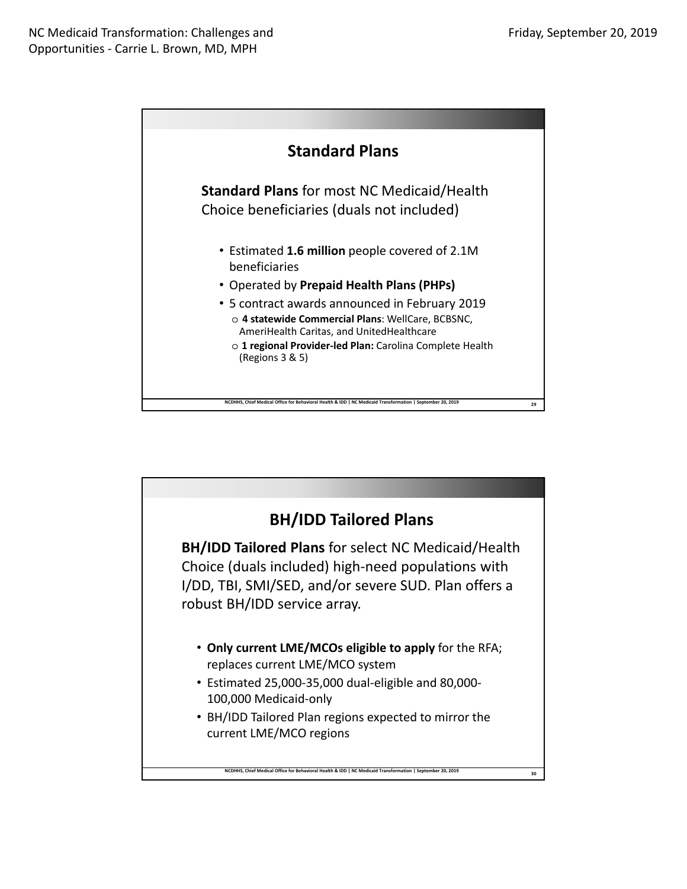## Standard Plans

**Standard Plans** for most NC Medicaid/Health Choice beneficiaries (duals not included)

- Estimated **1.6 million** people covered of 2.1M beneficiaries
- Operated by **Prepaid Health Plans (PHPs)**
- 5 contract awards announced in February 2019
  - **4 statewide Commercial Plans**: WellCare, BCBSNC, AmeriHealth Caritas, and UnitedHealthcare
  - **1 regional Provider-led Plan:** Carolina Complete Health (Regions 3 & 5)

## BH/IDD Tailored Plans

**BH/IDD Tailored Plans** for select NC Medicaid/Health Choice (duals included) high-need populations with I/DD, TBI, SMI/SED, and/or severe SUD. Plan offers a robust BH/IDD service array.

- **Only current LME/MCOs eligible to apply** for the RFA; replaces current LME/MCO system
- Estimated 25,000-35,000 dual-eligible and 80,000-100,000 Medicaid-only
- BH/IDD Tailored Plan regions expected to mirror the current LME/MCO regions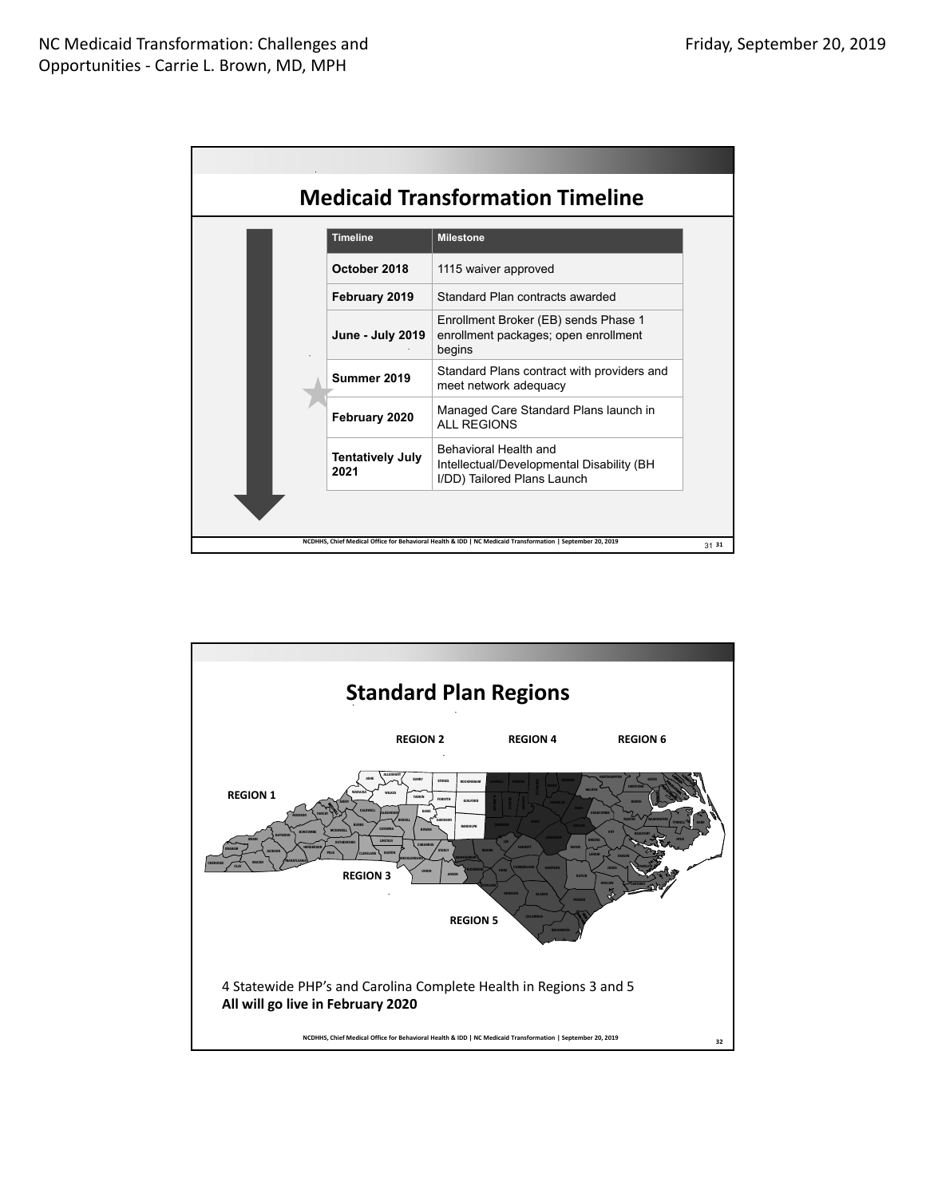## Medicaid Transformation Timeline

| Timeline | Milestone |
| --- | --- |
| October 2018 | 1115 waiver approved |
| February 2019 | Standard Plan contracts awarded |
| June - July 2019 | Enrollment Broker (EB) sends Phase 1 enrollment packages; open enrollment begins |
| Summer 2019 | Standard Plans contract with providers and meet network adequacy |
| February 2020 | Managed Care Standard Plans launch in ALL REGIONS |
| Tentatively July 2021 | Behavioral Health and Intellectual/Developmental Disability (BH I/DD) Tailored Plans Launch |

## Standard Plan Regions

REGION 1

REGION 2

REGION 3

REGION 4

REGION 5

REGION 6

4 Statewide PHP's and Carolina Complete Health in Regions 3 and 5

**All will go live in February 2020**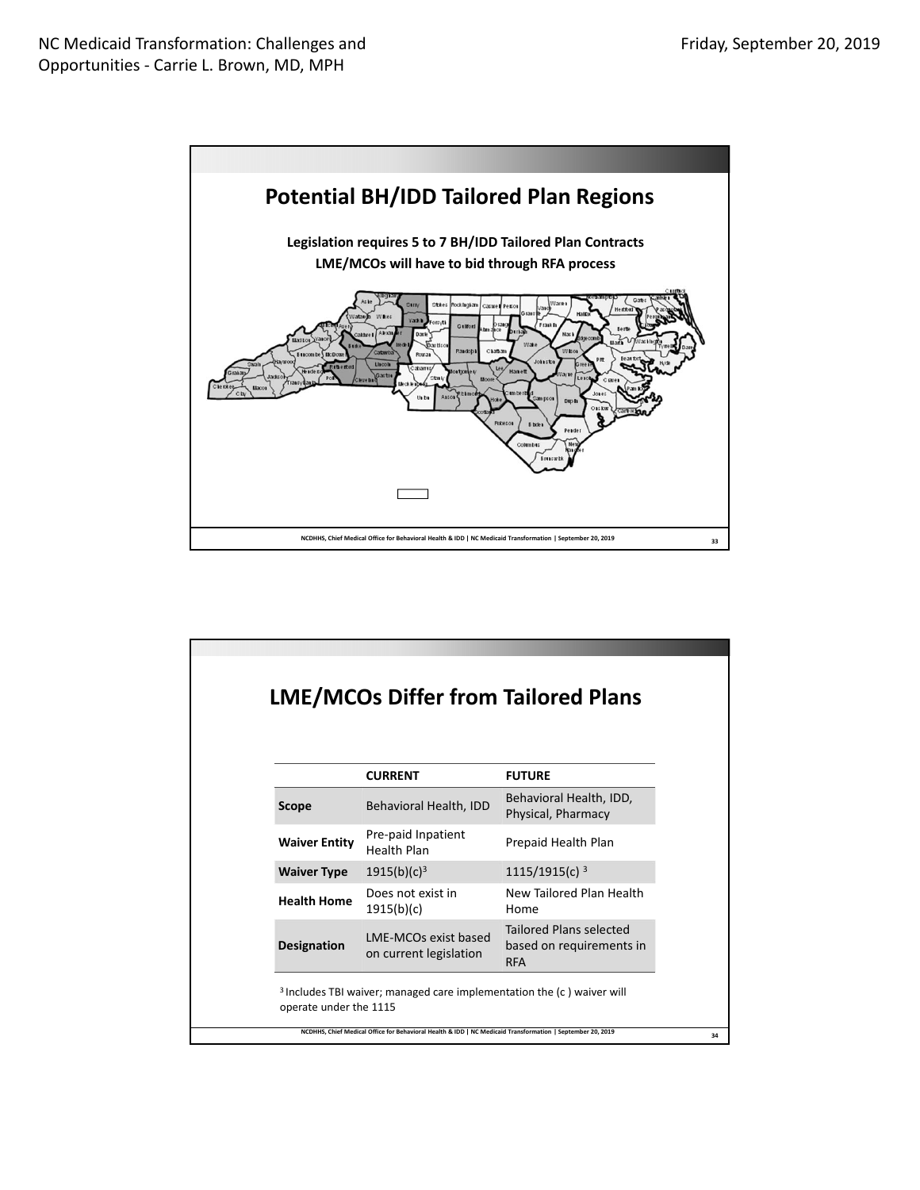## Potential BH/IDD Tailored Plan Regions

**Legislation requires 5 to 7 BH/IDD Tailored Plan Contracts**
**LME/MCOs will have to bid through RFA process**

## LME/MCOs Differ from Tailored Plans

| | CURRENT | FUTURE |
|---|---|---|
| **Scope** | Behavioral Health, IDD | Behavioral Health, IDD, Physical, Pharmacy |
| **Waiver Entity** | Pre-paid Inpatient Health Plan | Prepaid Health Plan |
| **Waiver Type** | 1915(b)(c)[3] | 1115/1915(c) [3] |
| **Health Home** | Does not exist in 1915(b)(c) | New Tailored Plan Health Home |
| **Designation** | LME-MCOs exist based on current legislation | Tailored Plans selected based on requirements in RFA |

[3] Includes TBI waiver; managed care implementation the (c ) waiver will operate under the 1115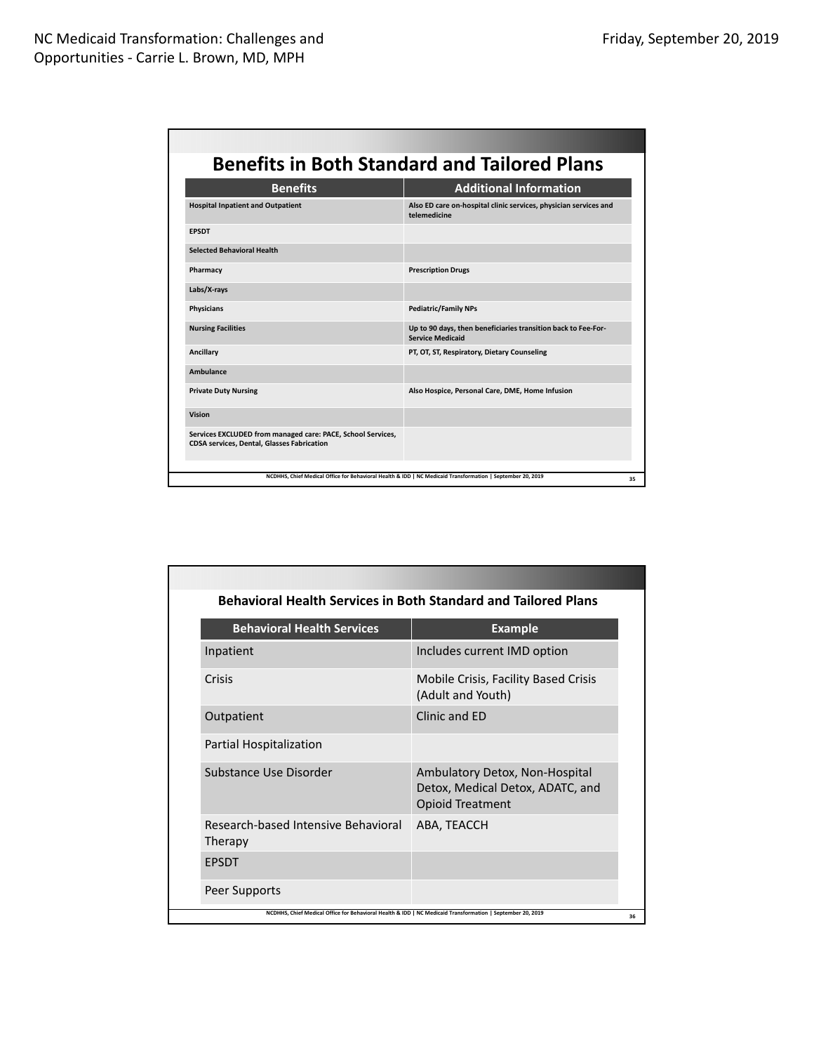## Benefits in Both Standard and Tailored Plans

| Benefits | Additional Information |
|---|---|
| Hospital Inpatient and Outpatient | Also ED care on-hospital clinic services, physician services and telemedicine |
| EPSDT | |
| Selected Behavioral Health | |
| Pharmacy | Prescription Drugs |
| Labs/X-rays | |
| Physicians | Pediatric/Family NPs |
| Nursing Facilities | Up to 90 days, then beneficiaries transition back to Fee-For-Service Medicaid |
| Ancillary | PT, OT, ST, Respiratory, Dietary Counseling |
| Ambulance | |
| Private Duty Nursing | Also Hospice, Personal Care, DME, Home Infusion |
| Vision | |
| Services EXCLUDED from managed care: PACE, School Services, CDSA services, Dental, Glasses Fabrication | |

NCDHHS, Chief Medical Office for Behavioral Health & IDD | NC Medicaid Transformation | September 20, 2019

### Behavioral Health Services in Both Standard and Tailored Plans

| Behavioral Health Services | Example |
|---|---|
| Inpatient | Includes current IMD option |
| Crisis | Mobile Crisis, Facility Based Crisis (Adult and Youth) |
| Outpatient | Clinic and ED |
| Partial Hospitalization | |
| Substance Use Disorder | Ambulatory Detox, Non-Hospital Detox, Medical Detox, ADATC, and Opioid Treatment |
| Research-based Intensive Behavioral Therapy | ABA, TEACCH |
| EPSDT | |
| Peer Supports | |

NCDHHS, Chief Medical Office for Behavioral Health & IDD | NC Medicaid Transformation | September 20, 2019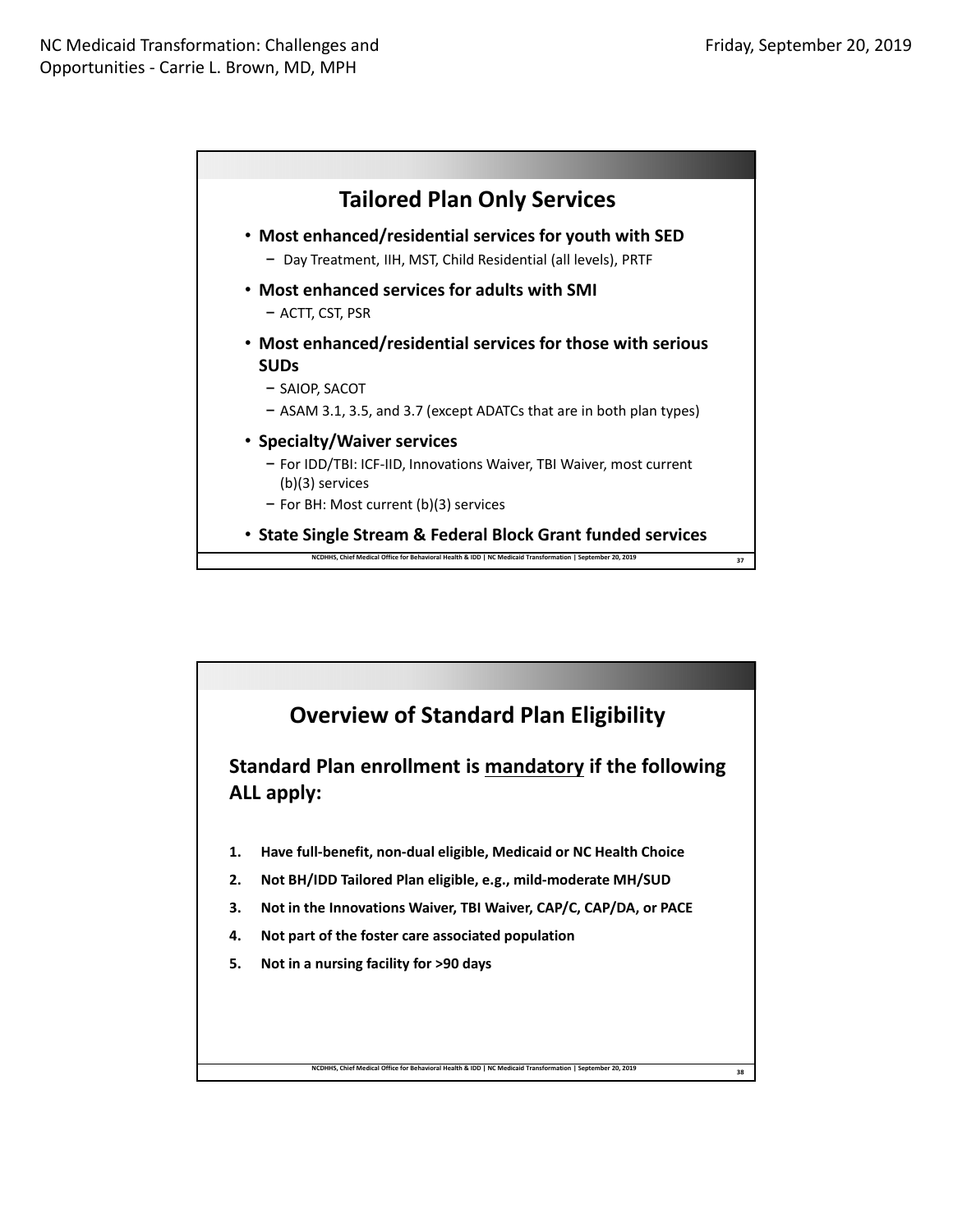## Tailored Plan Only Services

- **Most enhanced/residential services for youth with SED**
  - Day Treatment, IIH, MST, Child Residential (all levels), PRTF
- **Most enhanced services for adults with SMI**
  - ACTT, CST, PSR
- **Most enhanced/residential services for those with serious SUDs**
  - SAIOP, SACOT
  - ASAM 3.1, 3.5, and 3.7 (except ADATCs that are in both plan types)
- **Specialty/Waiver services**
  - For IDD/TBI: ICF-IID, Innovations Waiver, TBI Waiver, most current (b)(3) services
  - For BH: Most current (b)(3) services
- **State Single Stream & Federal Block Grant funded services**

## Overview of Standard Plan Eligibility

**Standard Plan enrollment is mandatory if the following ALL apply:**

1. **Have full-benefit, non-dual eligible, Medicaid or NC Health Choice**
2. **Not BH/IDD Tailored Plan eligible, e.g., mild-moderate MH/SUD**
3. **Not in the Innovations Waiver, TBI Waiver, CAP/C, CAP/DA, or PACE**
4. **Not part of the foster care associated population**
5. **Not in a nursing facility for >90 days**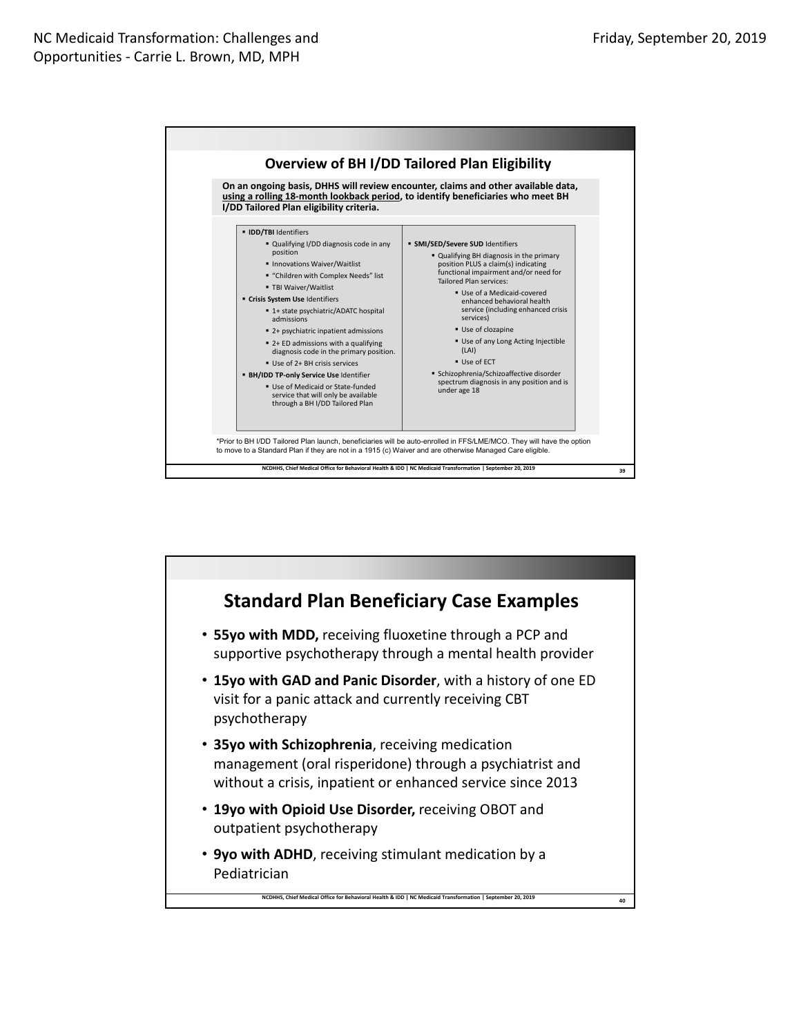## Overview of BH I/DD Tailored Plan Eligibility

**On an ongoing basis, DHHS will review encounter, claims and other available data, using a rolling 18-month lookback period, to identify beneficiaries who meet BH I/DD Tailored Plan eligibility criteria.**

- **IDD/TBI** Identifiers
  - Qualifying I/DD diagnosis code in any position
  - Innovations Waiver/Waitlist
  - "Children with Complex Needs" list
  - TBI Waiver/Waitlist
- **Crisis System Use** Identifiers
  - 1+ state psychiatric/ADATC hospital admissions
  - 2+ psychiatric inpatient admissions
  - 2+ ED admissions with a qualifying diagnosis code in the primary position.
  - Use of 2+ BH crisis services
- **BH/IDD TP-only Service Use** Identifier
  - Use of Medicaid or State-funded service that will only be available through a BH I/DD Tailored Plan

- **SMI/SED/Severe SUD** Identifiers
  - Qualifying BH diagnosis in the primary position PLUS a claim(s) indicating functional impairment and/or need for Tailored Plan services:
    - Use of a Medicaid-covered enhanced behavioral health service (including enhanced crisis services)
    - Use of clozapine
    - Use of any Long Acting Injectible (LAI)
    - Use of ECT
  - Schizophrenia/Schizoaffective disorder spectrum diagnosis in any position and is under age 18

*Prior to BH I/DD Tailored Plan launch, beneficiaries will be auto-enrolled in FFS/LME/MCO. They will have the option to move to a Standard Plan if they are not in a 1915 (c) Waiver and are otherwise Managed Care eligible.

## Standard Plan Beneficiary Case Examples

- **55yo with MDD,** receiving fluoxetine through a PCP and supportive psychotherapy through a mental health provider
- **15yo with GAD and Panic Disorder**, with a history of one ED visit for a panic attack and currently receiving CBT psychotherapy
- **35yo with Schizophrenia**, receiving medication management (oral risperidone) through a psychiatrist and without a crisis, inpatient or enhanced service since 2013
- **19yo with Opioid Use Disorder,** receiving OBOT and outpatient psychotherapy
- **9yo with ADHD**, receiving stimulant medication by a Pediatrician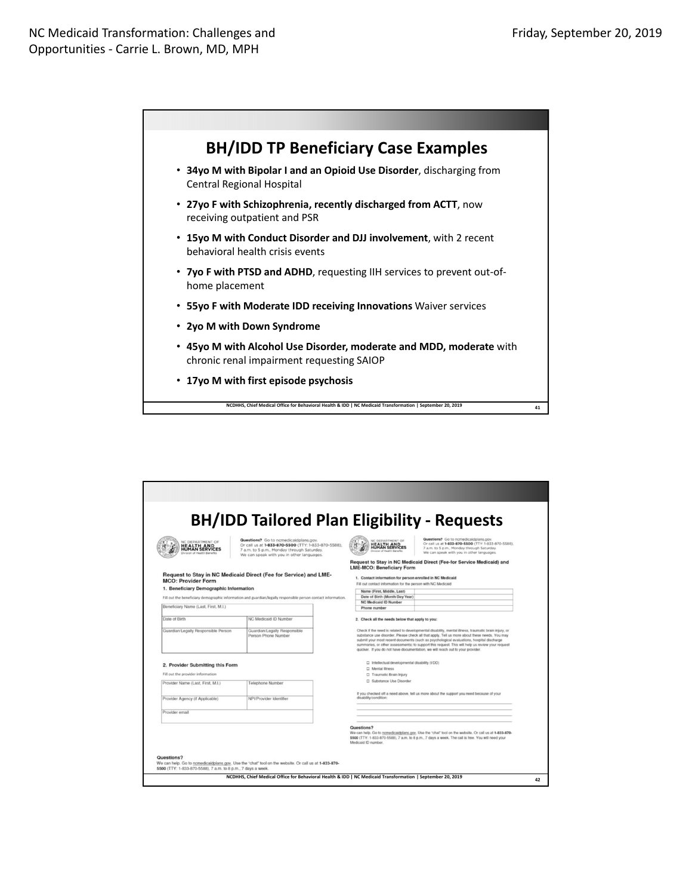## BH/IDD TP Beneficiary Case Examples

- **34yo M with Bipolar I and an Opioid Use Disorder**, discharging from Central Regional Hospital
- **27yo F with Schizophrenia, recently discharged from ACTT**, now receiving outpatient and PSR
- **15yo M with Conduct Disorder and DJJ involvement**, with 2 recent behavioral health crisis events
- **7yo F with PTSD and ADHD**, requesting IIH services to prevent out-of-home placement
- **55yo F with Moderate IDD receiving Innovations** Waiver services
- **2yo M with Down Syndrome**
- **45yo M with Alcohol Use Disorder, moderate and MDD, moderate** with chronic renal impairment requesting SAIOP
- **17yo M with first episode psychosis**

NCDHHS, Chief Medical Office for Behavioral Health & IDD | NC Medicaid Transformation | September 20, 2019

## BH/IDD Tailored Plan Eligibility - Requests

NC DEPARTMENT OF HEALTH AND HUMAN SERVICES
Division of Health Benefits

**Questions?** Go to ncmedicaidplans.gov. Or call us at **1-833-870-5500** (TTY: 1-833-870-5588), 7 a.m. to 5 p.m., Monday through Saturday. We can speak with you in other languages.

**Request to Stay in NC Medicaid Direct (Fee for Service) and LME-MCO: Provider Form**

**1. Beneficiary Demographic Information**

Fill out the beneficiary demographic information and guardian/legally responsible person contact information.

| Beneficiary Name (Last, First, M.I.) | |
|---|---|
| Date of Birth | NC Medicaid ID Number |
| Guardian/Legally Responsible Person | Guardian/Legally Responsible Person Phone Number |

**2. Provider Submitting this Form**

Fill out the provider information

| Provider Name (Last, First, M.I.) | Telephone Number |
|---|---|
| Provider Agency (if Applicable) | NPI/Provider Identifier |
| Provider email | |

**Questions?**
We can help. Go to ncmedicaidplans.gov. Use the "chat" tool on the website. Or call us at **1-833-870-5500** (TTY: 1-833-870-5588), 7 a.m. to 8 p.m., 7 days a week.

NC DEPARTMENT OF HEALTH AND HUMAN SERVICES
Division of Health Benefits

**Questions?** Go to ncmedicaidplans.gov. Or call us at **1-833-870-5500** (TTY: 1-833-870-5588), 7 a.m. to 5 p.m., Monday through Saturday. We can speak with you in other languages.

**Request to Stay in NC Medicaid Direct (Fee-for Service Medicaid) and LME-MCO: Beneficiary Form**

**1. Contact information for person enrolled in NC Medicaid**

Fill out contact information for the person with NC Medicaid

| Name (First, Middle, Last) | |
|---|---|
| Date of Birth (Month/Day/Year) | |
| NC Medicaid ID Number | |
| Phone number | |

**2. Check all the needs below that apply to you:**

Check if the need is related to developmental disability, mental illness, traumatic brain injury, or substance use disorder. Please check all that apply. Tell us more about these needs. You may submit your most recent documents (such as psychological evaluations, hospital discharge summaries, or other assessments) to support this request. This will help us review your request quicker. If you do not have documentation, we will reach out to your provider.

- ☐ Intellectual/developmental disability (I/DD)
- ☐ Mental Illness
- ☐ Traumatic Brain Injury
- ☐ Substance Use Disorder

If you checked off a need above, tell us more about the support you need because of your disability/condition:

**Questions?**
We can help. Go to ncmedicaidplans.gov. Use the "chat" tool on the website. Or call us at **1-833-870-5500** (TTY: 1-833-870-5588), 7 a.m. to 8 p.m., 7 days a week. The call is free. You will need your Medicaid ID number.

NCDHHS, Chief Medical Office for Behavioral Health & IDD | NC Medicaid Transformation | September 20, 2019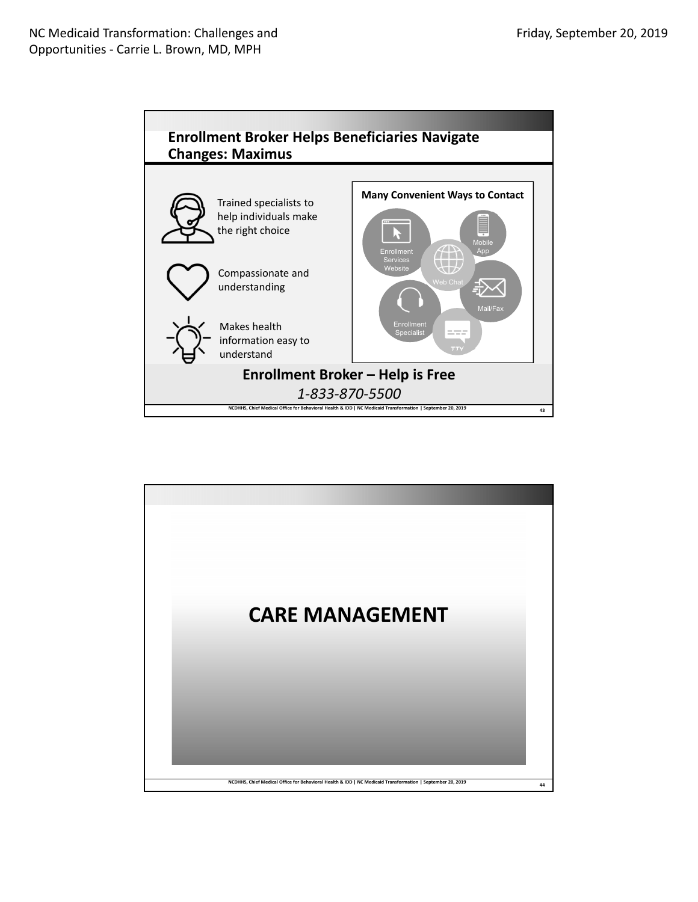## Enrollment Broker Helps Beneficiaries Navigate Changes: Maximus

- Trained specialists to help individuals make the right choice
- Compassionate and understanding
- Makes health information easy to understand

**Many Convenient Ways to Contact**

- Enrollment Services Website
- Mobile App
- Web Chat
- Mail/Fax
- Enrollment Specialist
- TTY

**Enrollment Broker – Help is Free**

*1-833-870-5500*

# CARE MANAGEMENT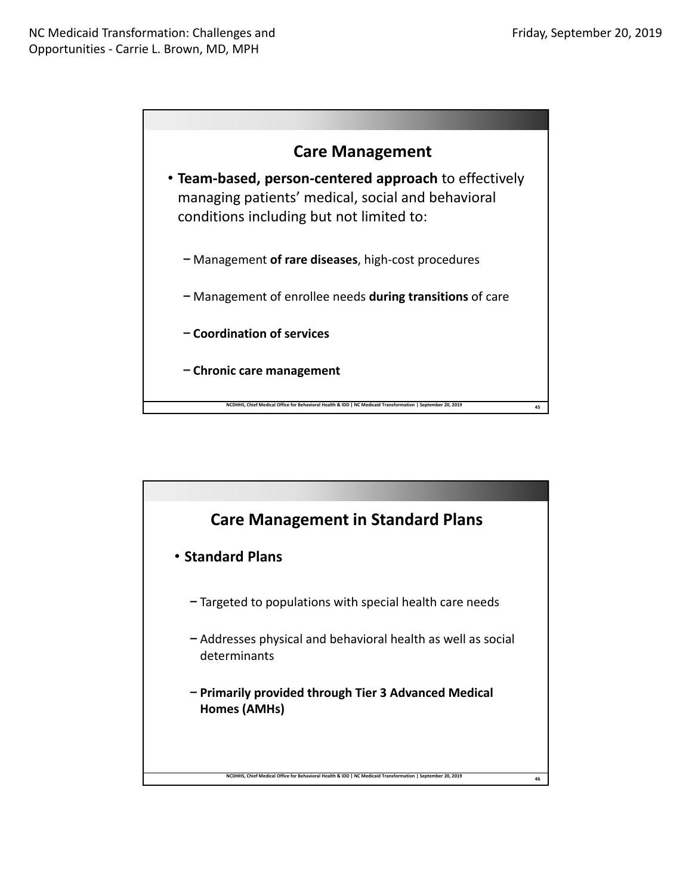## Care Management

- **Team-based, person-centered approach** to effectively managing patients' medical, social and behavioral conditions including but not limited to:
  - Management **of rare diseases**, high-cost procedures
  - Management of enrollee needs **during transitions** of care
  - **Coordination of services**
  - **Chronic care management**

## Care Management in Standard Plans

- **Standard Plans**
  - Targeted to populations with special health care needs
  - Addresses physical and behavioral health as well as social determinants
  - **Primarily provided through Tier 3 Advanced Medical Homes (AMHs)**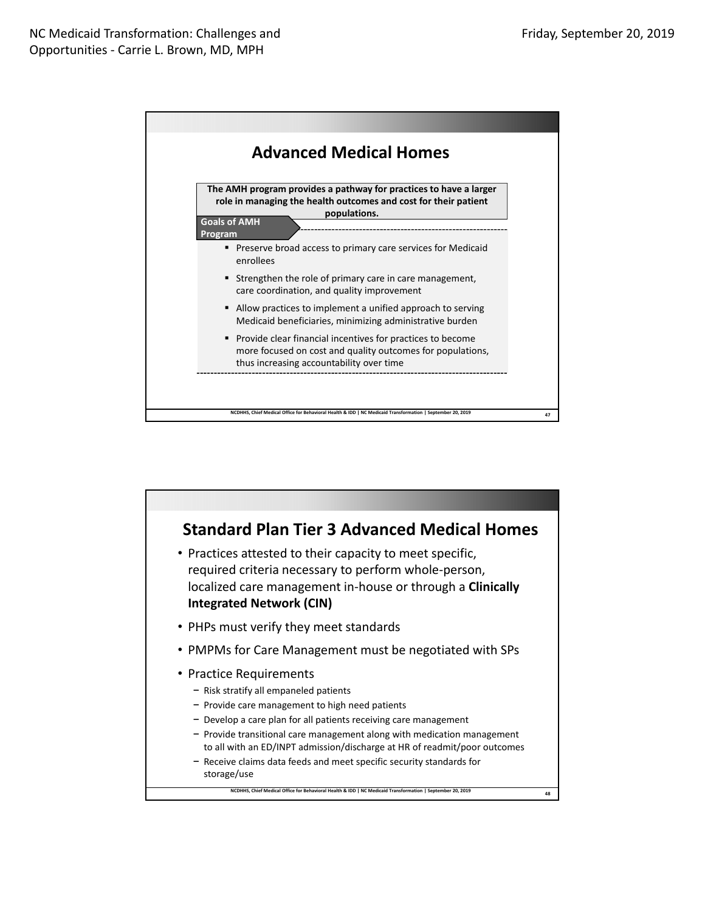## Advanced Medical Homes

**The AMH program provides a pathway for practices to have a larger role in managing the health outcomes and cost for their patient populations.**

**Goals of AMH Program**

- Preserve broad access to primary care services for Medicaid enrollees
- Strengthen the role of primary care in care management, care coordination, and quality improvement
- Allow practices to implement a unified approach to serving Medicaid beneficiaries, minimizing administrative burden
- Provide clear financial incentives for practices to become more focused on cost and quality outcomes for populations, thus increasing accountability over time

## Standard Plan Tier 3 Advanced Medical Homes

- Practices attested to their capacity to meet specific, required criteria necessary to perform whole-person, localized care management in-house or through a **Clinically Integrated Network (CIN)**
- PHPs must verify they meet standards
- PMPMs for Care Management must be negotiated with SPs
- Practice Requirements
  - Risk stratify all empaneled patients
  - Provide care management to high need patients
  - Develop a care plan for all patients receiving care management
  - Provide transitional care management along with medication management to all with an ED/INPT admission/discharge at HR of readmit/poor outcomes
  - Receive claims data feeds and meet specific security standards for storage/use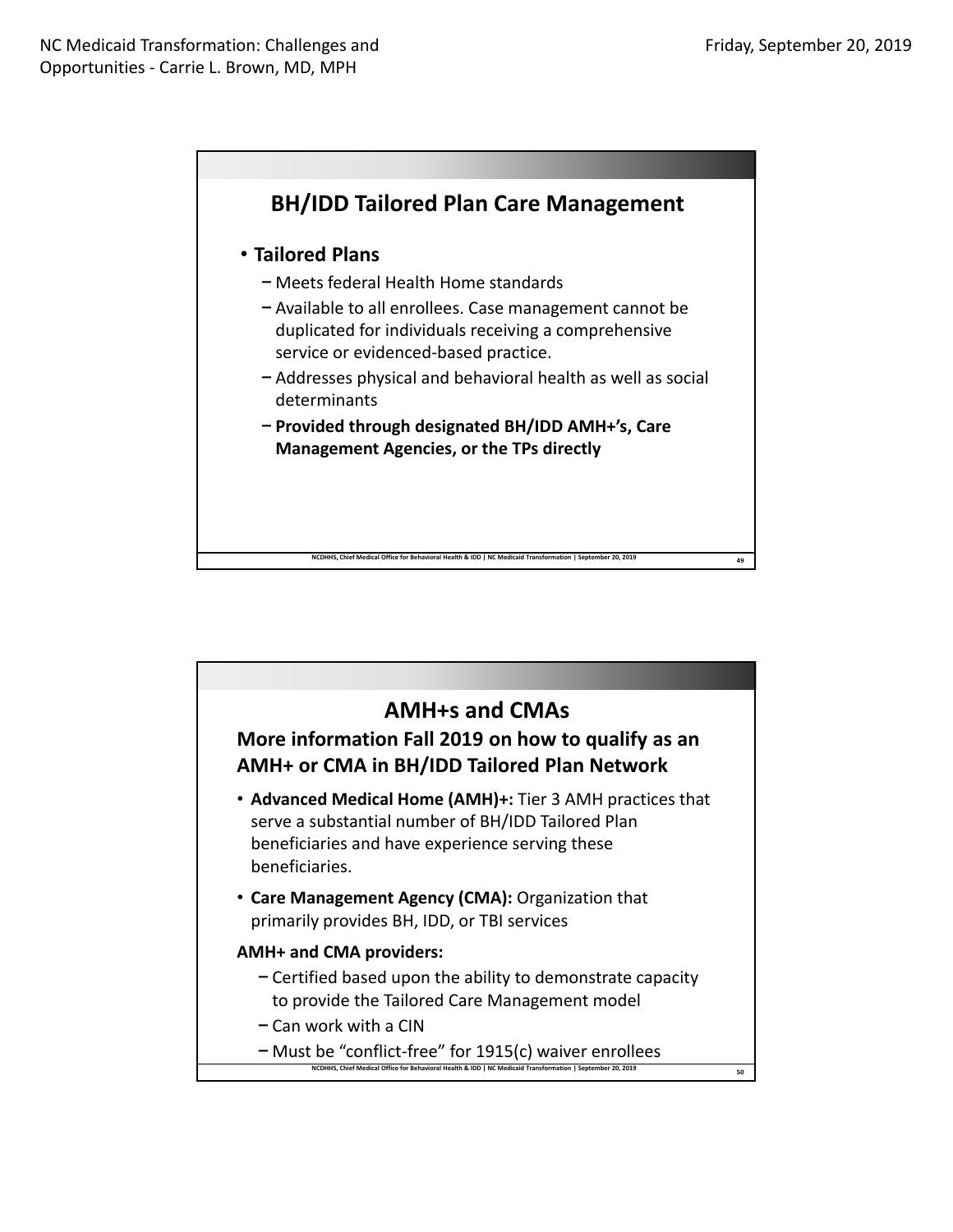## BH/IDD Tailored Plan Care Management

- **Tailored Plans**
  - Meets federal Health Home standards
  - Available to all enrollees. Case management cannot be duplicated for individuals receiving a comprehensive service or evidenced-based practice.
  - Addresses physical and behavioral health as well as social determinants
  - **Provided through designated BH/IDD AMH+'s, Care Management Agencies, or the TPs directly**

## AMH+s and CMAs

### More information Fall 2019 on how to qualify as an AMH+ or CMA in BH/IDD Tailored Plan Network

- **Advanced Medical Home (AMH)+:** Tier 3 AMH practices that serve a substantial number of BH/IDD Tailored Plan beneficiaries and have experience serving these beneficiaries.
- **Care Management Agency (CMA):** Organization that primarily provides BH, IDD, or TBI services

**AMH+ and CMA providers:**

- Certified based upon the ability to demonstrate capacity to provide the Tailored Care Management model
- Can work with a CIN
- Must be "conflict-free" for 1915(c) waiver enrollees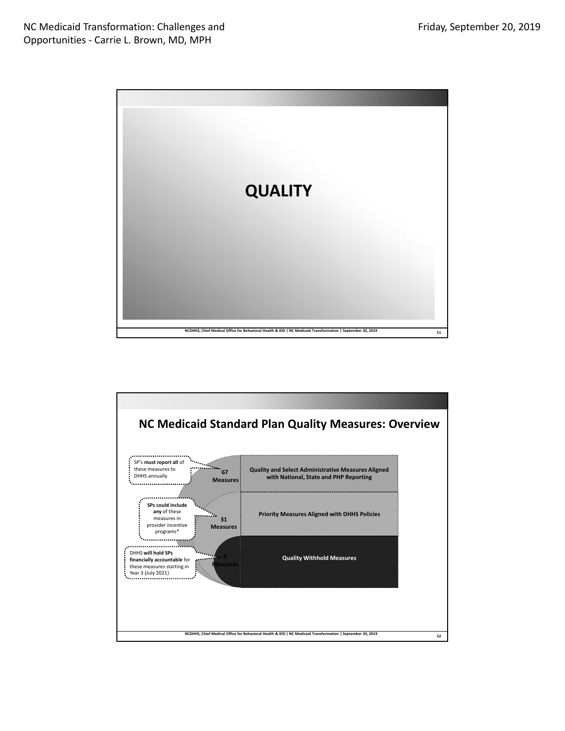# QUALITY

## NC Medicaid Standard Plan Quality Measures: Overview

SP's **must report all** of these measures to DHHS annually

**67 Measures** — **Quality and Select Administrative Measures Aligned with National, State and PHP Reporting**

**SPs could include any** of these measures in provider incentive programs*

**31 Measures** — **Priority Measures Aligned with DHHS Policies**

DHHS **will hold SPs financially accountable** for these measures starting in Year 3 (July 2021)

**6 Measures** — **Quality Withhold Measures**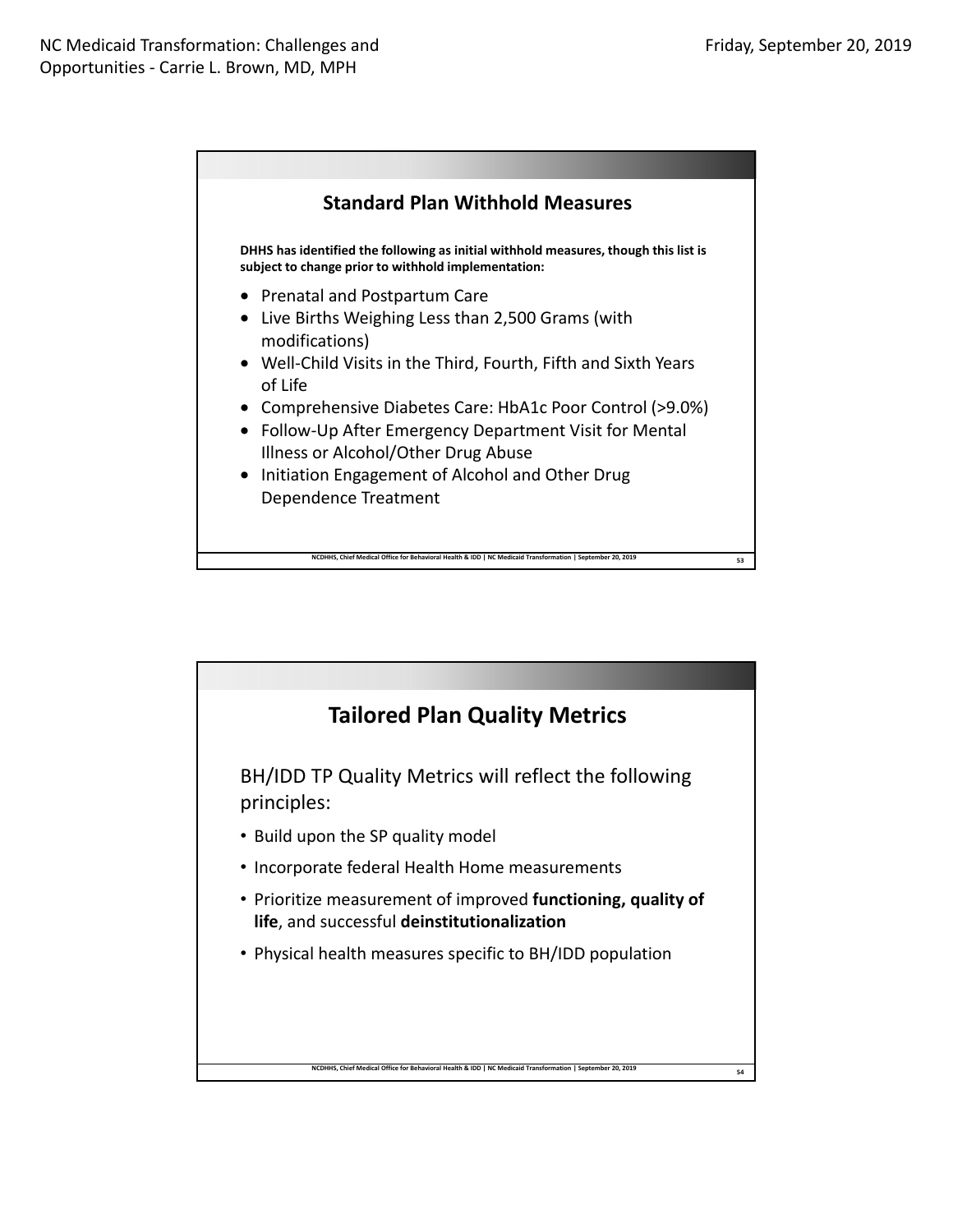## Standard Plan Withhold Measures

**DHHS has identified the following as initial withhold measures, though this list is subject to change prior to withhold implementation:**

- Prenatal and Postpartum Care
- Live Births Weighing Less than 2,500 Grams (with modifications)
- Well-Child Visits in the Third, Fourth, Fifth and Sixth Years of Life
- Comprehensive Diabetes Care: HbA1c Poor Control (>9.0%)
- Follow-Up After Emergency Department Visit for Mental Illness or Alcohol/Other Drug Abuse
- Initiation Engagement of Alcohol and Other Drug Dependence Treatment

## Tailored Plan Quality Metrics

BH/IDD TP Quality Metrics will reflect the following principles:

- Build upon the SP quality model
- Incorporate federal Health Home measurements
- Prioritize measurement of improved **functioning, quality of life**, and successful **deinstitutionalization**
- Physical health measures specific to BH/IDD population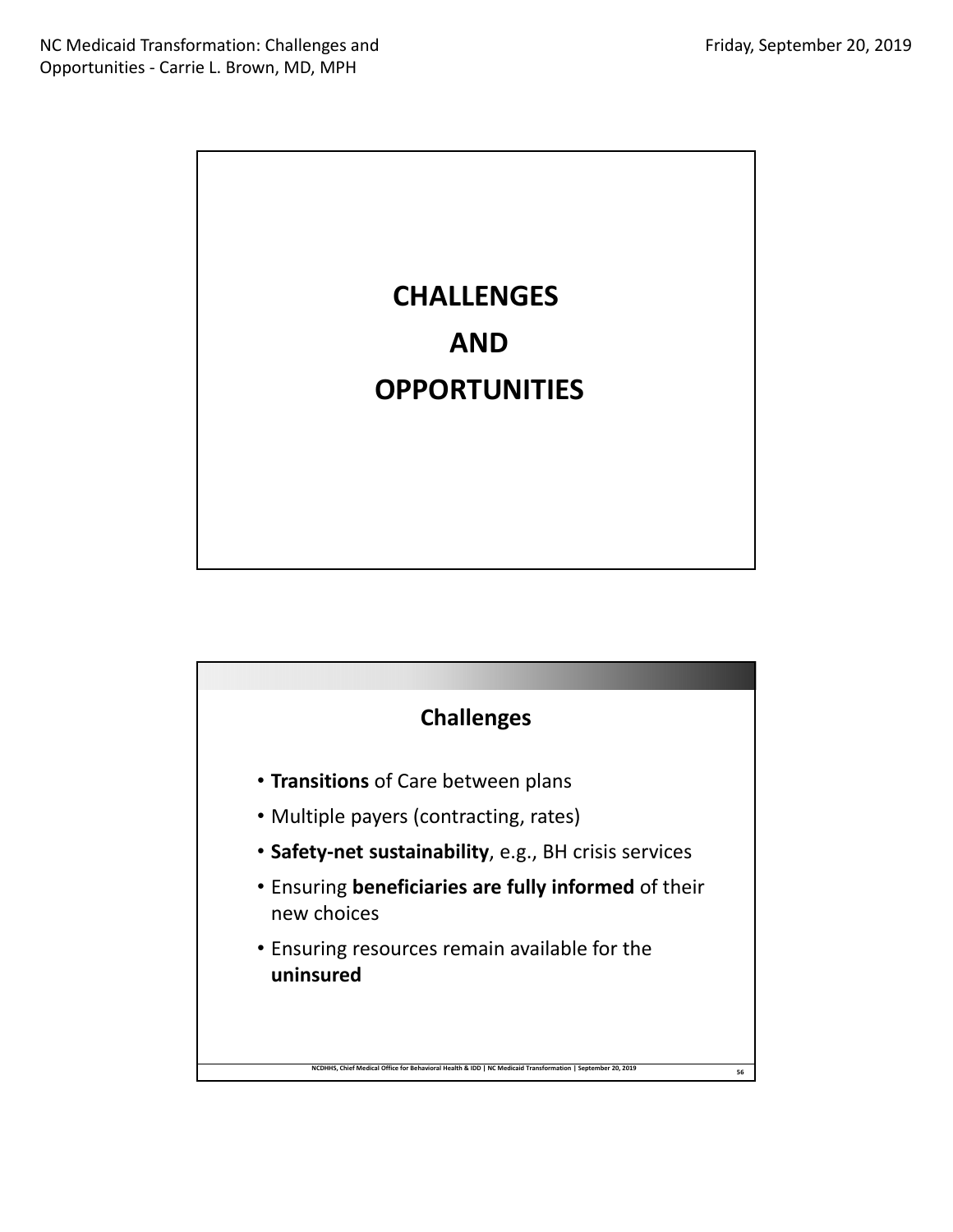# CHALLENGES AND OPPORTUNITIES

## Challenges

- **Transitions** of Care between plans
- Multiple payers (contracting, rates)
- **Safety-net sustainability**, e.g., BH crisis services
- Ensuring **beneficiaries are fully informed** of their new choices
- Ensuring resources remain available for the **uninsured**

NCDHHS, Chief Medical Office for Behavioral Health & IDD | NC Medicaid Transformation | September 20, 2019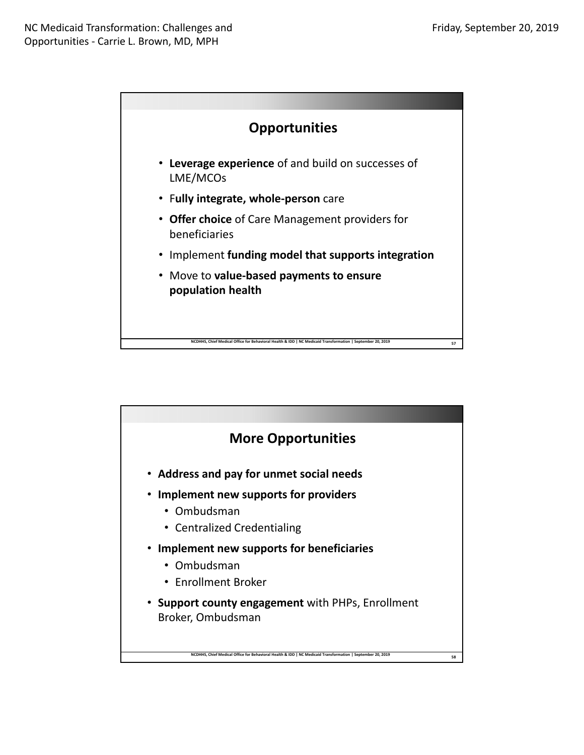## Opportunities

- **Leverage experience** of and build on successes of LME/MCOs
- F**ully integrate, whole-person** care
- **Offer choice** of Care Management providers for beneficiaries
- Implement **funding model that supports integration**
- Move to **value-based payments to ensure population health**

## More Opportunities

- **Address and pay for unmet social needs**
- **Implement new supports for providers**
  - Ombudsman
  - Centralized Credentialing
- **Implement new supports for beneficiaries**
  - Ombudsman
  - Enrollment Broker
- **Support county engagement** with PHPs, Enrollment Broker, Ombudsman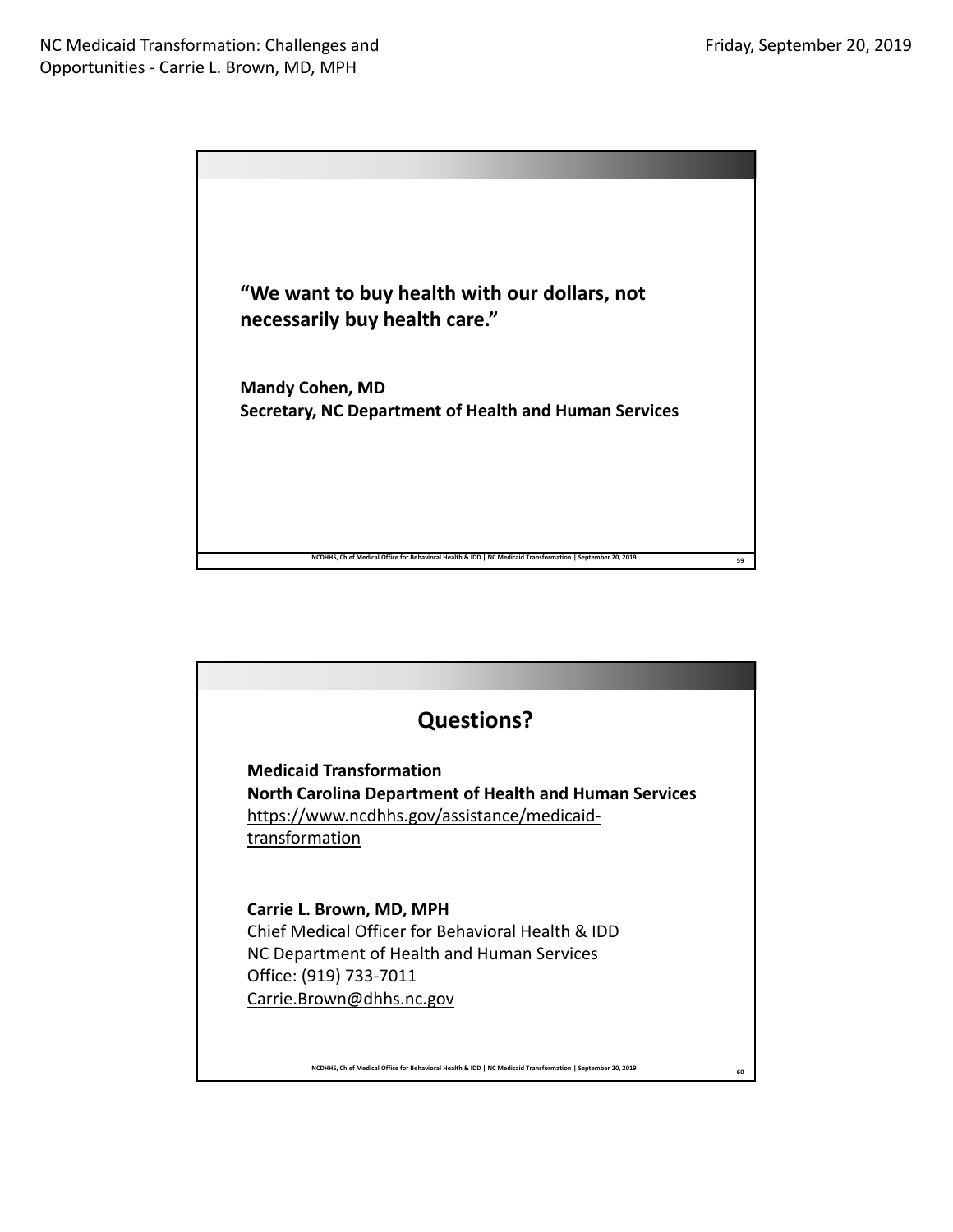**"We want to buy health with our dollars, not necessarily buy health care."**

**Mandy Cohen, MD**
**Secretary, NC Department of Health and Human Services**

## Questions?

**Medicaid Transformation**
**North Carolina Department of Health and Human Services**
https://www.ncdhhs.gov/assistance/medicaid-transformation

**Carrie L. Brown, MD, MPH**
Chief Medical Officer for Behavioral Health & IDD
NC Department of Health and Human Services
Office: (919) 733-7011
Carrie.Brown@dhhs.nc.gov